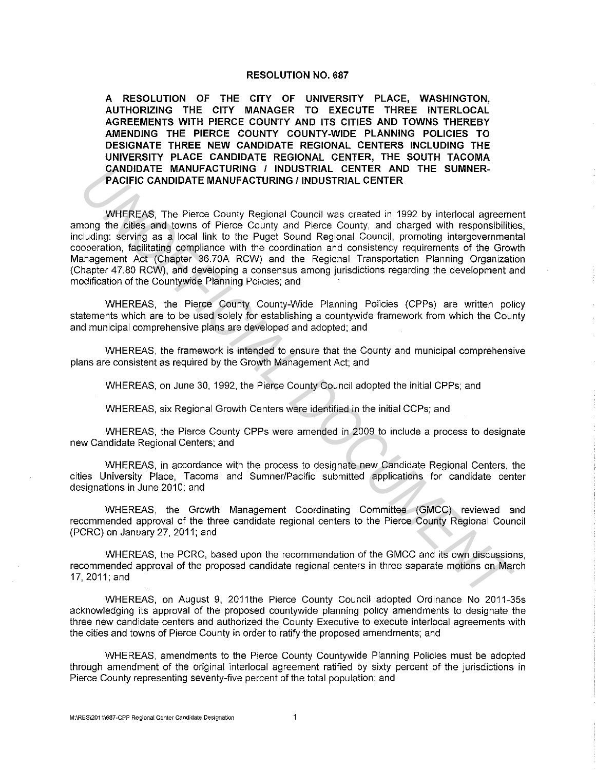# RESOLUTION NO. 687

**A RESOLUTION OF THE CITY OF UNIVERSITY PLACE, WASHINGTON, AUTHORIZING THE CITY MANAGER TO EXECUTE THREE INTERLOCAL AGREEMENTS WITH PIERCE COUNTY AND ITS CITIES AND TOWNS THEREBY AMENDING THE PIERCE COUNTY COUNTY-WIDE PLANNING POLICIES TO DESIGNATE THREE NEW CANDIDATE REGIONAL CENTERS INCLUDING THE UNIVERSITY PLACE CANDIDATE REGIONAL CENTER, THE SOUTH TACOMA CANDIDATE MANUFACTURING / INDUSTRIAL CENTER AND THE SUMNER-PACIFIC CANDIDATE MANUFACTURING / INDUSTRIAL CENTER**

WHEREAS, The Pierce County Regional Council was created in 1992 by interlocal agreement among the cities and towns of Pierce County and Pierce County, and charged with responsibilities, including: serving as a local link to the Puget Sound Regional Council, promoting intergovernmental cooperation, facilitating compliance with the coordination and consistency requirements of the Growth Management Act (Chapter 36.70A RCW) and the Regional Transportation Planning Organization (Chapter 47.80 RCW), and developing a consensus among jurisdictions regarding the development and modification of the Countywide Planning Policies; and

WHEREAS, the Pierce County County-Wide Planning Policies (CPPs) are written policy statements which are to be used solely for establishing a countywide framework from which the County and municipal comprehensive plans are developed and adopted; and

WHEREAS, the framework is intended to ensure that the County and municipal comprehensive plans are consistent as required by the Growth Management Act; and

WHEREAS, on June 30, 1992, the Pierce County Council adopted the initial CPPs; and

WHEREAS, six Regional Growth Centers were identified in the initial CCPs; and

WHEREAS, the Pierce County CPPs were amended in 2009 to include a process to designate new Candidate Regional Centers; and

WHEREAS, in accordance with the process to designate new Candidate Regional Centers, the cities University Place, Tacoma and Sumner/Pacific submitted applications for candidate center designations in June 2010; and

WHEREAS, the Growth Management Coordinating Committee (GMCC) reviewed and recommended approval of the three candidate regional centers to the Pierce County Regional Council (PCRC) on January 27, 2011; and

WHEREAS, the PCRC, based upon the recommendation of the GMCC and its own discussions, recommended approval of the proposed candidate regional centers in three separate motions on March 17, 2011; and

WHEREAS, on August 9, 2011the Pierce County Council adopted Ordinance No 2011-35s acknowledging its approval of the proposed countywide planning policy amendments to designate the three new candidate centers and authorized the County Executive to execute interlocal agreements with the cities and towns of Pierce County in order to ratify the proposed amendments; and

WHEREAS, amendments to the Pierce County Countywide Planning Policies must be adopted through amendment of the original interlocal agreement ratified by sixty percent of the jurisdictions in Pierce County representing seventy-five percent of the total population; and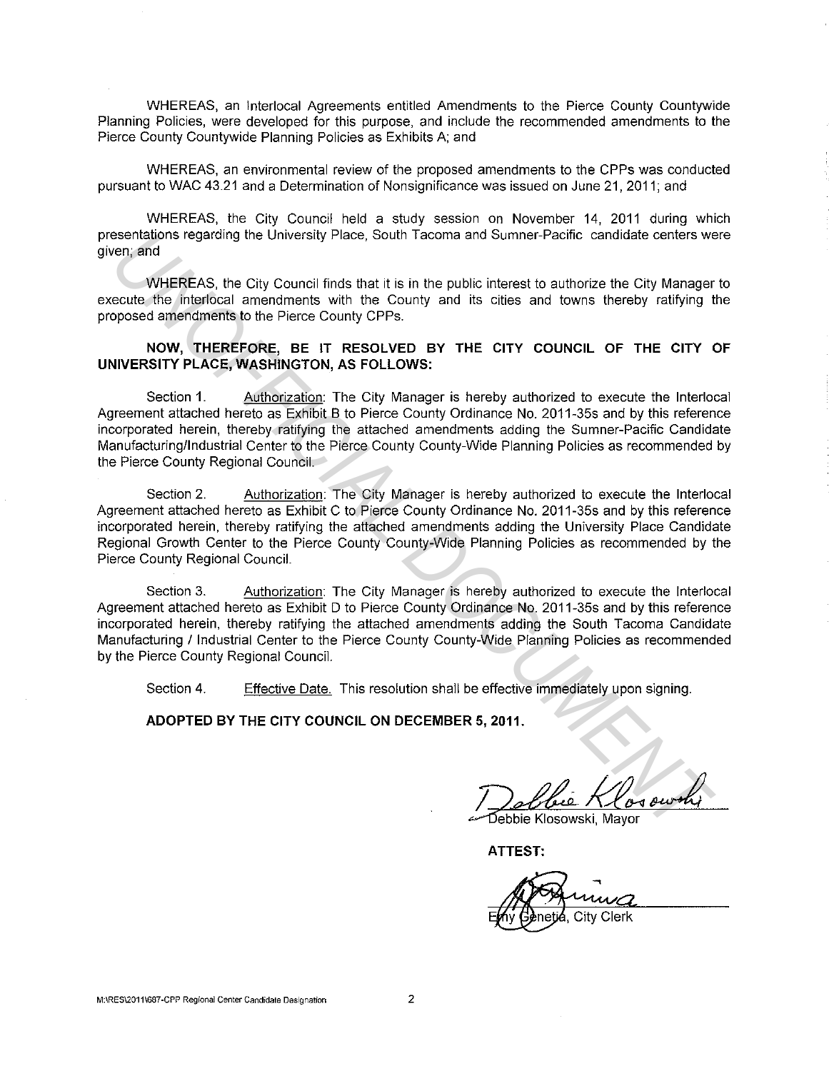WHEREAS, an Interlocal Agreements entitled Amendments to the Pierce County Countywide Planning Policies, were developed for this purpose, and include the recommended amendments to the Pierce County Countywide Planning Policies as Exhibits A; and

WHEREAS, an environmental review of the proposed amendments to the CPPs was conducted pursuant to WAC 43.21 and a Determination of Nonsignificance was issued on June 21, 2011; and

WHEREAS, the City Council held a study session on November 14, 2011 during which presentations regarding the University Place, South Tacoma and Sumner-Pacific candidate centers were given; and

WHEREAS, the City Council finds that it is in the public interest to authorize the City Manager to execute the interlocal amendments with the County and its cities and towns thereby ratifying the proposed amendments to the Pierce County CPPs.

**NOW, THEREFORE, BE IT RESOLVED BY THE CITY COUNCIL OF THE CITY OF UNIVERSITY PLACE, WASHINGTON, AS FOLLOWS:**

Section 1. Authorization: The City Manager is hereby authorized to execute the Interlocal Agreement attached hereto as Exhibit B to Pierce County Ordinance No. 2011-35s and by this reference incorporated herein, thereby ratifying the attached amendments adding the Sumner-Pacific Candidate Manufacturing/Industrial Center to the Pierce County County-Wide Planning Policies as recommended by the Pierce County Regional Council.

Section 2. Authorization: The City Manager is hereby authorized to execute the Interlocal Agreement attached hereto as Exhibit C to Pierce County Ordinance No. 2011-35s and by this reference incorporated herein, thereby ratifying the attached amendments adding the University Place Candidate Regional Growth Center to the Pierce County County-Wide Planning Policies as recommended by the Pierce County Regional Council.

Section 3. Authorization: The City Manager is hereby authorized to execute the Interlocal Agreement attached hereto as Exhibit D to Pierce County Ordinance No. 2011-35s and by this reference incorporated herein, thereby ratifying the attached amendments adding the South Tacoma Candidate Manufacturing / Industrial Center to the Pierce County County-Wide Planning Policies as recommended by the Pierce County Regional Council.

Section 4. Effective Date. This resolution shall be effective immediately upon signing.

**ADOPTED BY THE CITY COUNCIL ON DECEMBER 5, 2011.**

Debbie Klosowski, Mayor

**ATTEST:**

Emy Genetia, City Clerk

M:\RES\2011\687-CPP Regional Center Candidate Designation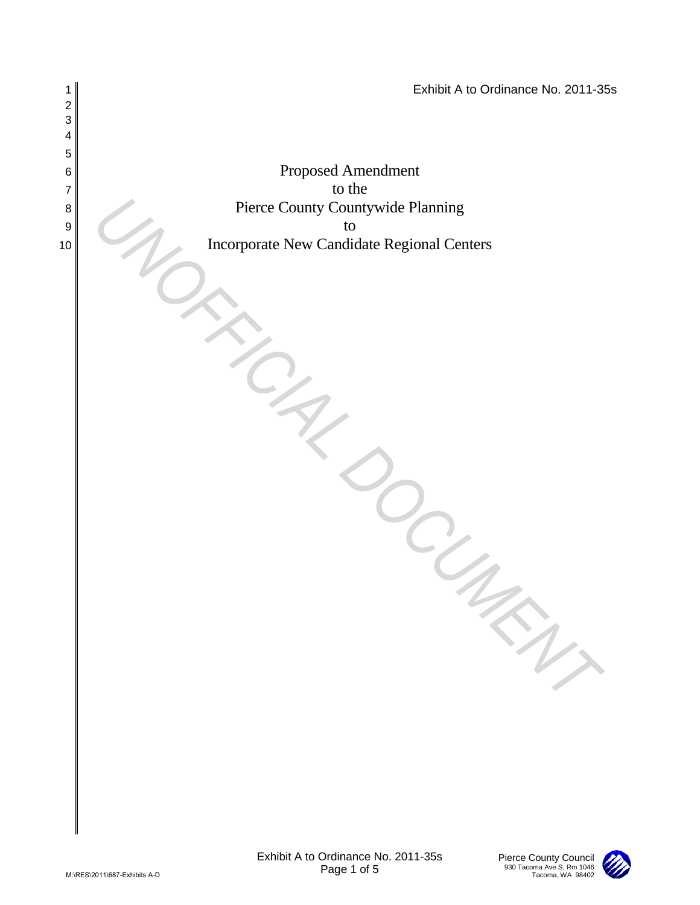Exhibit A to Ordinance No. 2011-35s

# Proposed Amendment
# to the
# Pierce County Countywide Planning
# to
# Incorporate New Candidate Regional Centers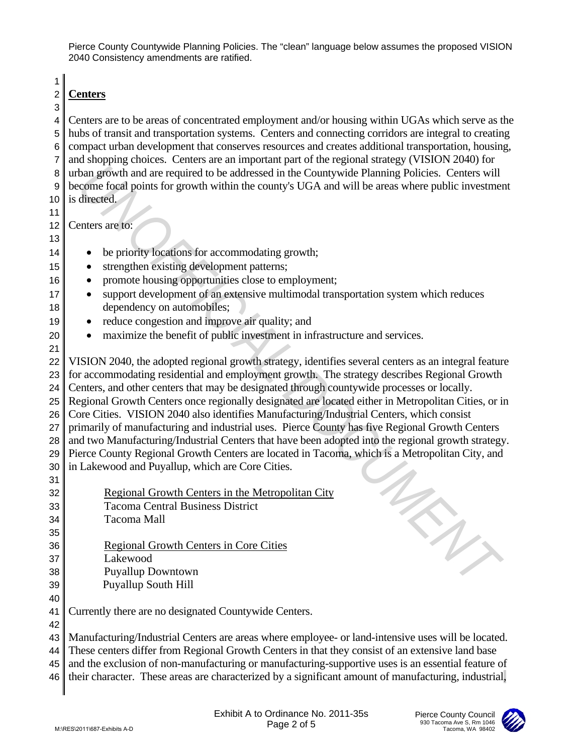Pierce County Countywide Planning Policies. The "clean" language below assumes the proposed VISION 2040 Consistency amendments are ratified.

## Centers

Centers are to be areas of concentrated employment and/or housing within UGAs which serve as the hubs of transit and transportation systems. Centers and connecting corridors are integral to creating compact urban development that conserves resources and creates additional transportation, housing, and shopping choices. Centers are an important part of the regional strategy (VISION 2040) for urban growth and are required to be addressed in the Countywide Planning Policies. Centers will become focal points for growth within the county's UGA and will be areas where public investment is directed.

Centers are to:

- be priority locations for accommodating growth;
- strengthen existing development patterns;
- promote housing opportunities close to employment;
- support development of an extensive multimodal transportation system which reduces dependency on automobiles;
- reduce congestion and improve air quality; and
- maximize the benefit of public investment in infrastructure and services.

VISION 2040, the adopted regional growth strategy, identifies several centers as an integral feature for accommodating residential and employment growth. The strategy describes Regional Growth Centers, and other centers that may be designated through countywide processes or locally. Regional Growth Centers once regionally designated are located either in Metropolitan Cities, or in Core Cities. VISION 2040 also identifies Manufacturing/Industrial Centers, which consist primarily of manufacturing and industrial uses. Pierce County has five Regional Growth Centers and two Manufacturing/Industrial Centers that have been adopted into the regional growth strategy. Pierce County Regional Growth Centers are located in Tacoma, which is a Metropolitan City, and in Lakewood and Puyallup, which are Core Cities.

Regional Growth Centers in the Metropolitan City
Tacoma Central Business District
Tacoma Mall

Regional Growth Centers in Core Cities
Lakewood
Puyallup Downtown
Puyallup South Hill

Currently there are no designated Countywide Centers.

Manufacturing/Industrial Centers are areas where employee- or land-intensive uses will be located. These centers differ from Regional Growth Centers in that they consist of an extensive land base and the exclusion of non-manufacturing or manufacturing-supportive uses is an essential feature of their character. These areas are characterized by a significant amount of manufacturing, industrial,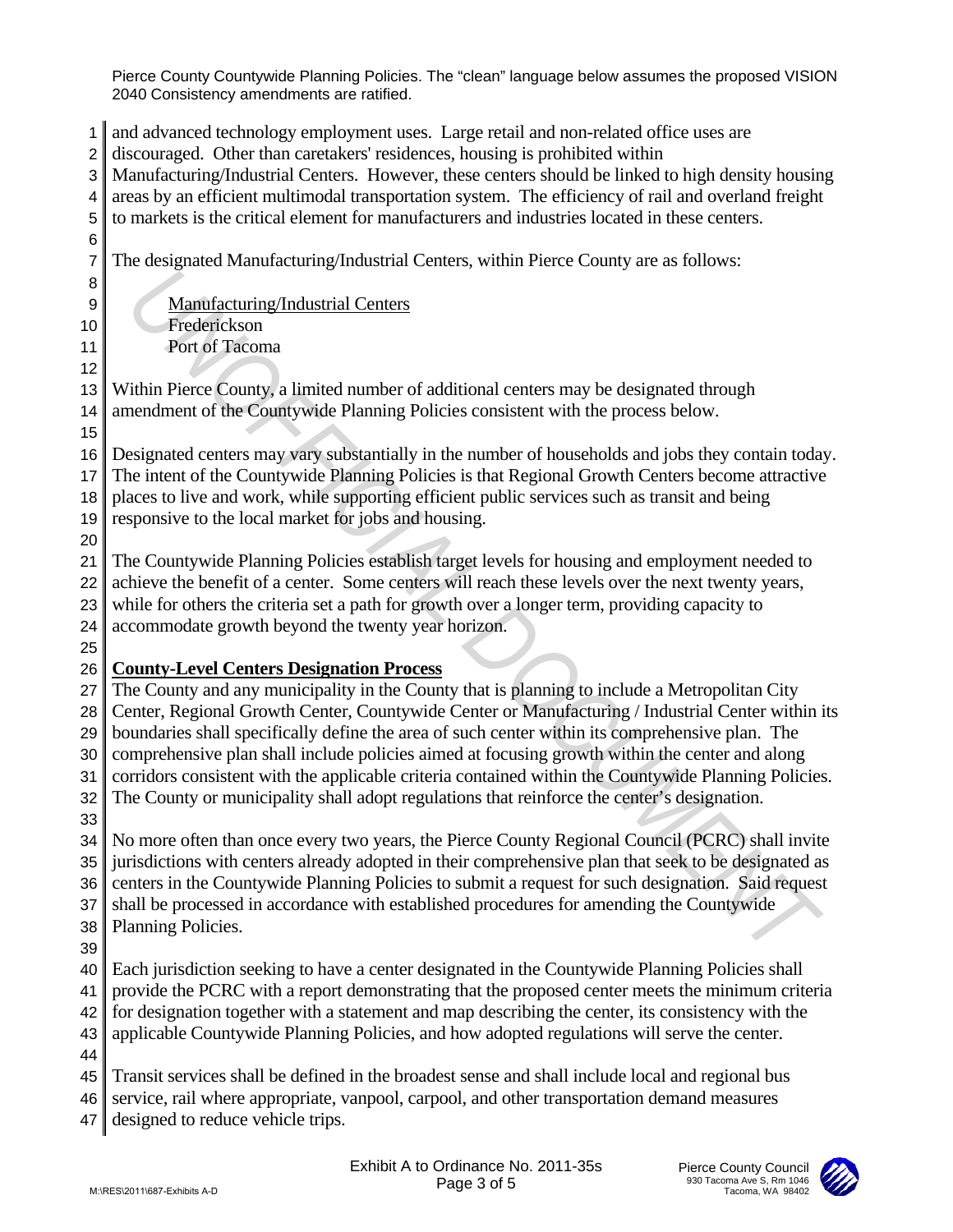and advanced technology employment uses. Large retail and non-related office uses are discouraged. Other than caretakers' residences, housing is prohibited within Manufacturing/Industrial Centers. However, these centers should be linked to high density housing areas by an efficient multimodal transportation system. The efficiency of rail and overland freight to markets is the critical element for manufacturers and industries located in these centers.

The designated Manufacturing/Industrial Centers, within Pierce County are as follows:

<u>Manufacturing/Industrial Centers</u>
Frederickson
Port of Tacoma

Within Pierce County, a limited number of additional centers may be designated through amendment of the Countywide Planning Policies consistent with the process below.

Designated centers may vary substantially in the number of households and jobs they contain today. The intent of the Countywide Planning Policies is that Regional Growth Centers become attractive places to live and work, while supporting efficient public services such as transit and being responsive to the local market for jobs and housing.

The Countywide Planning Policies establish target levels for housing and employment needed to achieve the benefit of a center. Some centers will reach these levels over the next twenty years, while for others the criteria set a path for growth over a longer term, providing capacity to accommodate growth beyond the twenty year horizon.

**County-Level Centers Designation Process**

The County and any municipality in the County that is planning to include a Metropolitan City Center, Regional Growth Center, Countywide Center or Manufacturing / Industrial Center within its boundaries shall specifically define the area of such center within its comprehensive plan. The comprehensive plan shall include policies aimed at focusing growth within the center and along corridors consistent with the applicable criteria contained within the Countywide Planning Policies. The County or municipality shall adopt regulations that reinforce the center's designation.

No more often than once every two years, the Pierce County Regional Council (PCRC) shall invite jurisdictions with centers already adopted in their comprehensive plan that seek to be designated as centers in the Countywide Planning Policies to submit a request for such designation. Said request shall be processed in accordance with established procedures for amending the Countywide Planning Policies.

Each jurisdiction seeking to have a center designated in the Countywide Planning Policies shall provide the PCRC with a report demonstrating that the proposed center meets the minimum criteria for designation together with a statement and map describing the center, its consistency with the applicable Countywide Planning Policies, and how adopted regulations will serve the center.

Transit services shall be defined in the broadest sense and shall include local and regional bus service, rail where appropriate, vanpool, carpool, and other transportation demand measures designed to reduce vehicle trips.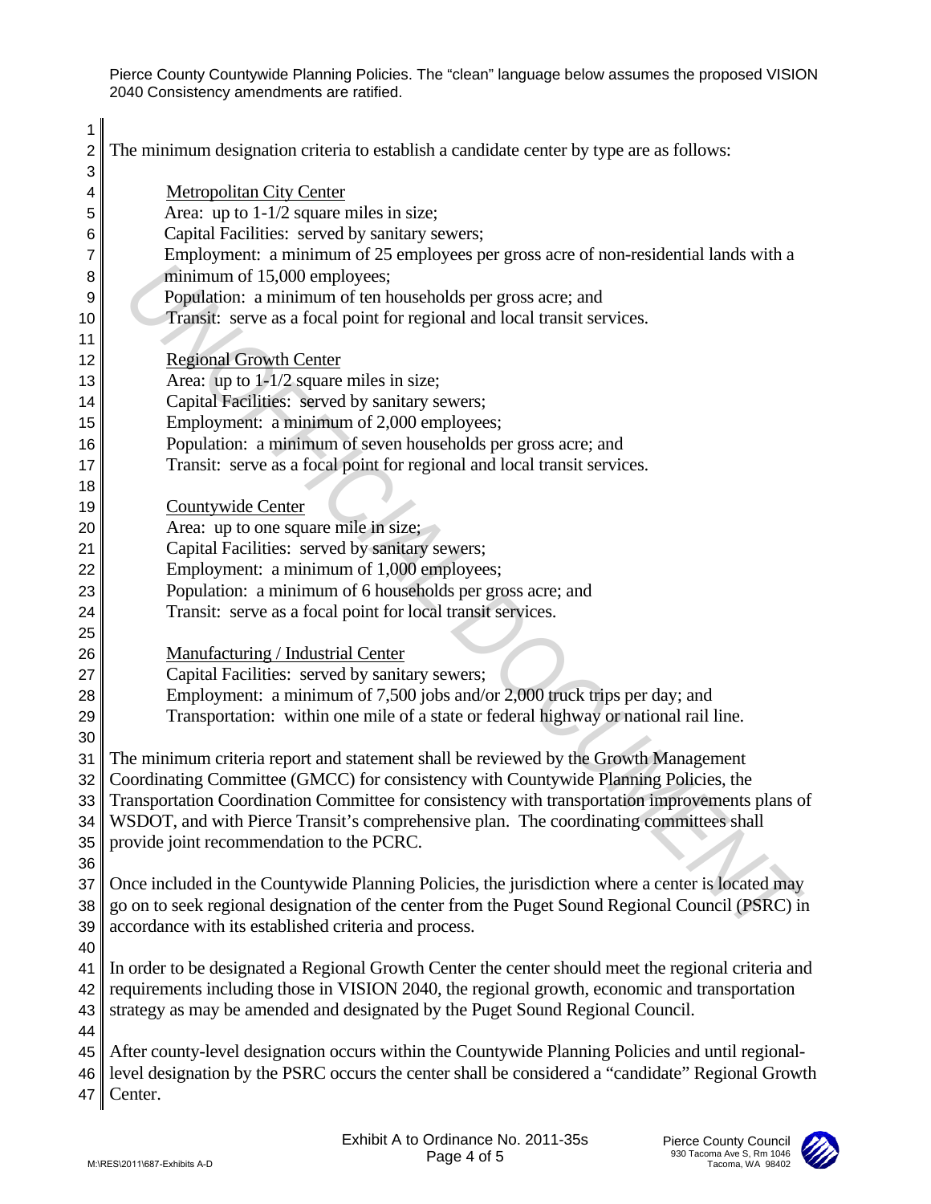Pierce County Countywide Planning Policies. The "clean" language below assumes the proposed VISION 2040 Consistency amendments are ratified.

The minimum designation criteria to establish a candidate center by type are as follows:

<u>Metropolitan City Center</u>
Area: up to 1-1/2 square miles in size;
Capital Facilities: served by sanitary sewers;
Employment: a minimum of 25 employees per gross acre of non-residential lands with a minimum of 15,000 employees;
Population: a minimum of ten households per gross acre; and
Transit: serve as a focal point for regional and local transit services.

<u>Regional Growth Center</u>
Area: up to 1-1/2 square miles in size;
Capital Facilities: served by sanitary sewers;
Employment: a minimum of 2,000 employees;
Population: a minimum of seven households per gross acre; and
Transit: serve as a focal point for regional and local transit services.

<u>Countywide Center</u>
Area: up to one square mile in size;
Capital Facilities: served by sanitary sewers;
Employment: a minimum of 1,000 employees;
Population: a minimum of 6 households per gross acre; and
Transit: serve as a focal point for local transit services.

<u>Manufacturing / Industrial Center</u>
Capital Facilities: served by sanitary sewers;
Employment: a minimum of 7,500 jobs and/or 2,000 truck trips per day; and
Transportation: within one mile of a state or federal highway or national rail line.

The minimum criteria report and statement shall be reviewed by the Growth Management Coordinating Committee (GMCC) for consistency with Countywide Planning Policies, the Transportation Coordination Committee for consistency with transportation improvements plans of WSDOT, and with Pierce Transit's comprehensive plan. The coordinating committees shall provide joint recommendation to the PCRC.

Once included in the Countywide Planning Policies, the jurisdiction where a center is located may go on to seek regional designation of the center from the Puget Sound Regional Council (PSRC) in accordance with its established criteria and process.

In order to be designated a Regional Growth Center the center should meet the regional criteria and requirements including those in VISION 2040, the regional growth, economic and transportation strategy as may be amended and designated by the Puget Sound Regional Council.

After county-level designation occurs within the Countywide Planning Policies and until regional-level designation by the PSRC occurs the center shall be considered a "candidate" Regional Growth Center.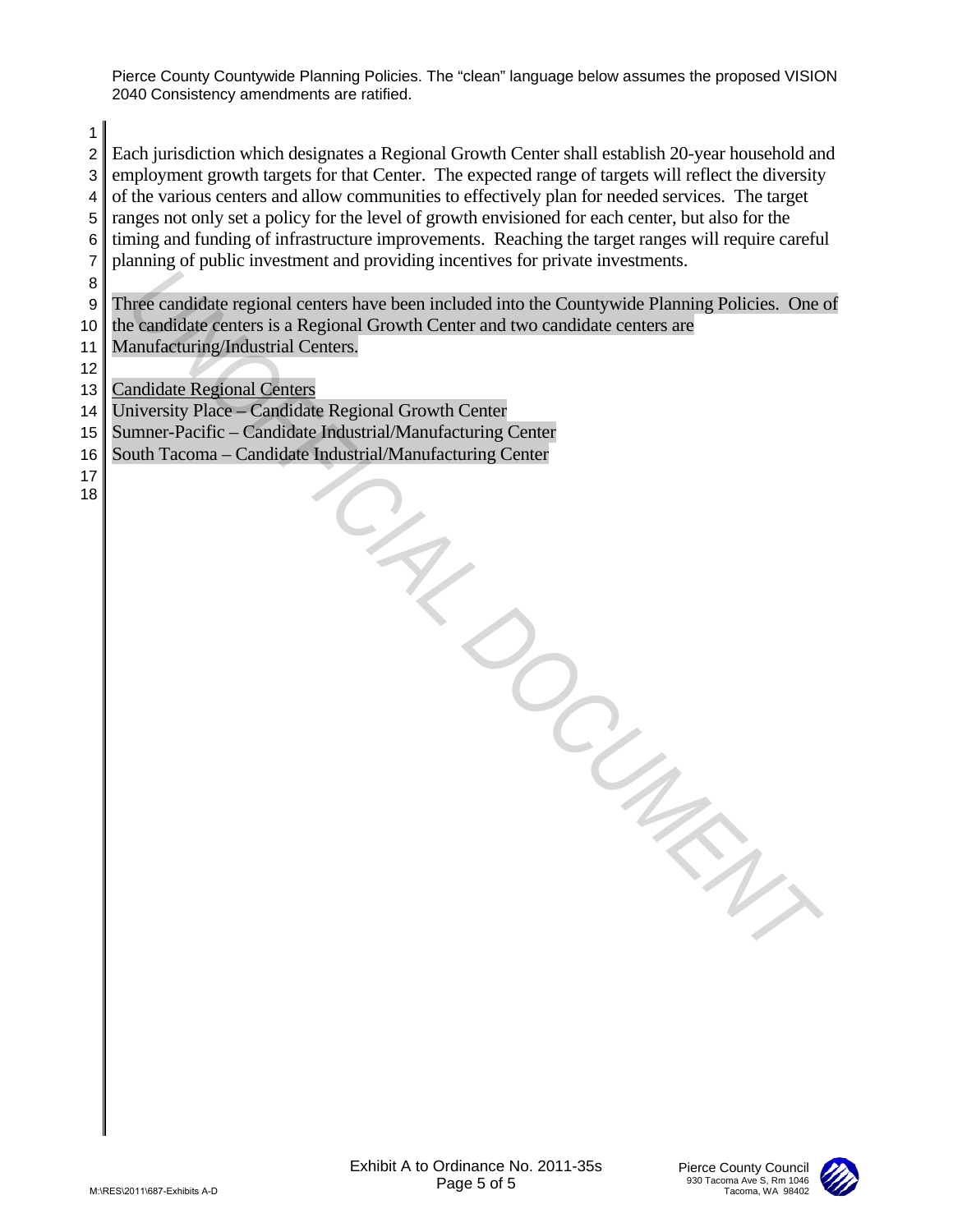Pierce County Countywide Planning Policies. The "clean" language below assumes the proposed VISION 2040 Consistency amendments are ratified.

Each jurisdiction which designates a Regional Growth Center shall establish 20-year household and employment growth targets for that Center. The expected range of targets will reflect the diversity of the various centers and allow communities to effectively plan for needed services. The target ranges not only set a policy for the level of growth envisioned for each center, but also for the timing and funding of infrastructure improvements. Reaching the target ranges will require careful planning of public investment and providing incentives for private investments.

Three candidate regional centers have been included into the Countywide Planning Policies. One of the candidate centers is a Regional Growth Center and two candidate centers are Manufacturing/Industrial Centers.

Candidate Regional Centers

University Place – Candidate Regional Growth Center
Sumner-Pacific – Candidate Industrial/Manufacturing Center
South Tacoma – Candidate Industrial/Manufacturing Center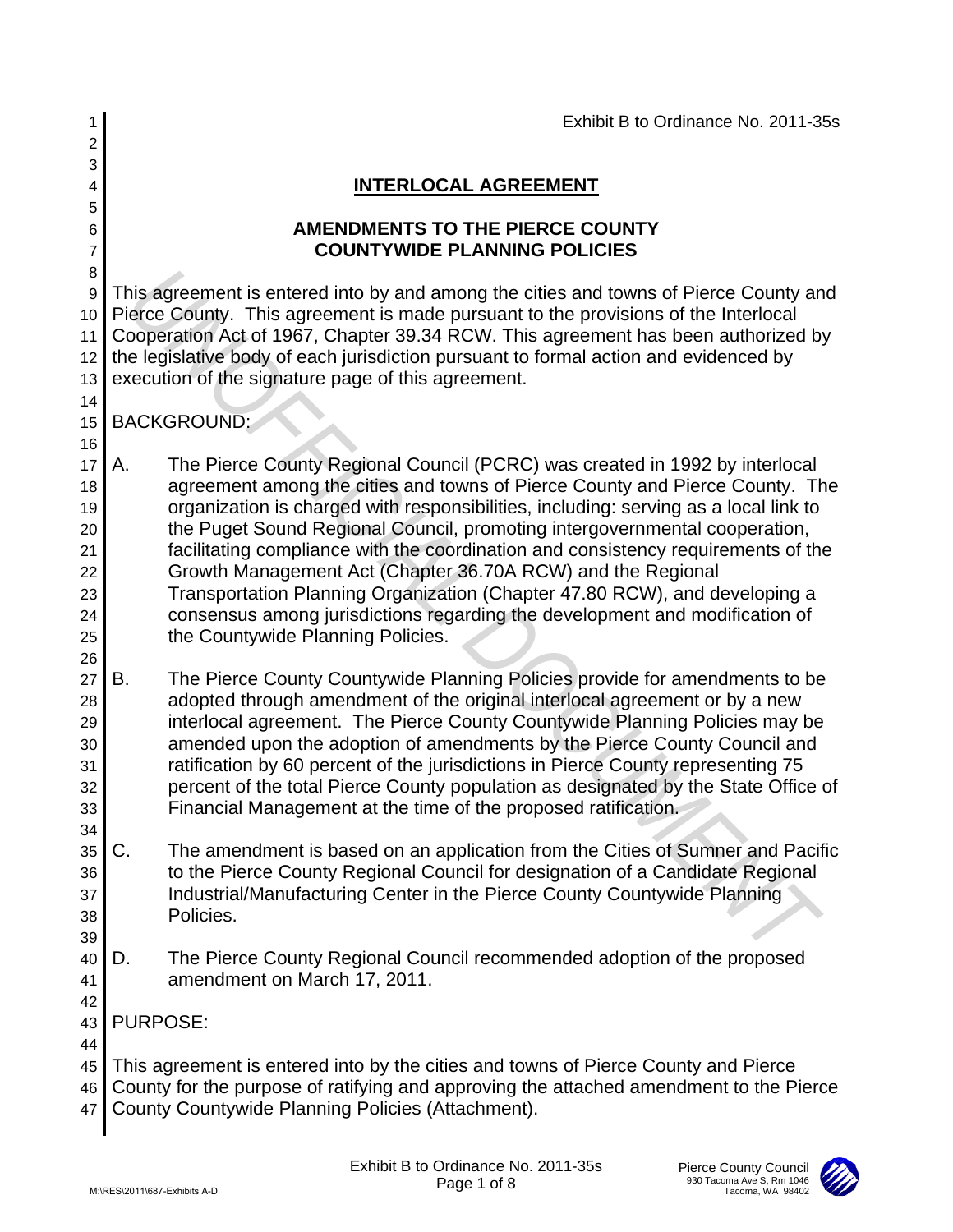Exhibit B to Ordinance No. 2011-35s

# INTERLOCAL AGREEMENT

## AMENDMENTS TO THE PIERCE COUNTY COUNTYWIDE PLANNING POLICIES

This agreement is entered into by and among the cities and towns of Pierce County and Pierce County. This agreement is made pursuant to the provisions of the Interlocal Cooperation Act of 1967, Chapter 39.34 RCW. This agreement has been authorized by the legislative body of each jurisdiction pursuant to formal action and evidenced by execution of the signature page of this agreement.

BACKGROUND:

A. The Pierce County Regional Council (PCRC) was created in 1992 by interlocal agreement among the cities and towns of Pierce County and Pierce County. The organization is charged with responsibilities, including: serving as a local link to the Puget Sound Regional Council, promoting intergovernmental cooperation, facilitating compliance with the coordination and consistency requirements of the Growth Management Act (Chapter 36.70A RCW) and the Regional Transportation Planning Organization (Chapter 47.80 RCW), and developing a consensus among jurisdictions regarding the development and modification of the Countywide Planning Policies.

B. The Pierce County Countywide Planning Policies provide for amendments to be adopted through amendment of the original interlocal agreement or by a new interlocal agreement. The Pierce County Countywide Planning Policies may be amended upon the adoption of amendments by the Pierce County Council and ratification by 60 percent of the jurisdictions in Pierce County representing 75 percent of the total Pierce County population as designated by the State Office of Financial Management at the time of the proposed ratification.

C. The amendment is based on an application from the Cities of Sumner and Pacific to the Pierce County Regional Council for designation of a Candidate Regional Industrial/Manufacturing Center in the Pierce County Countywide Planning Policies.

D. The Pierce County Regional Council recommended adoption of the proposed amendment on March 17, 2011.

PURPOSE:

This agreement is entered into by the cities and towns of Pierce County and Pierce County for the purpose of ratifying and approving the attached amendment to the Pierce County Countywide Planning Policies (Attachment).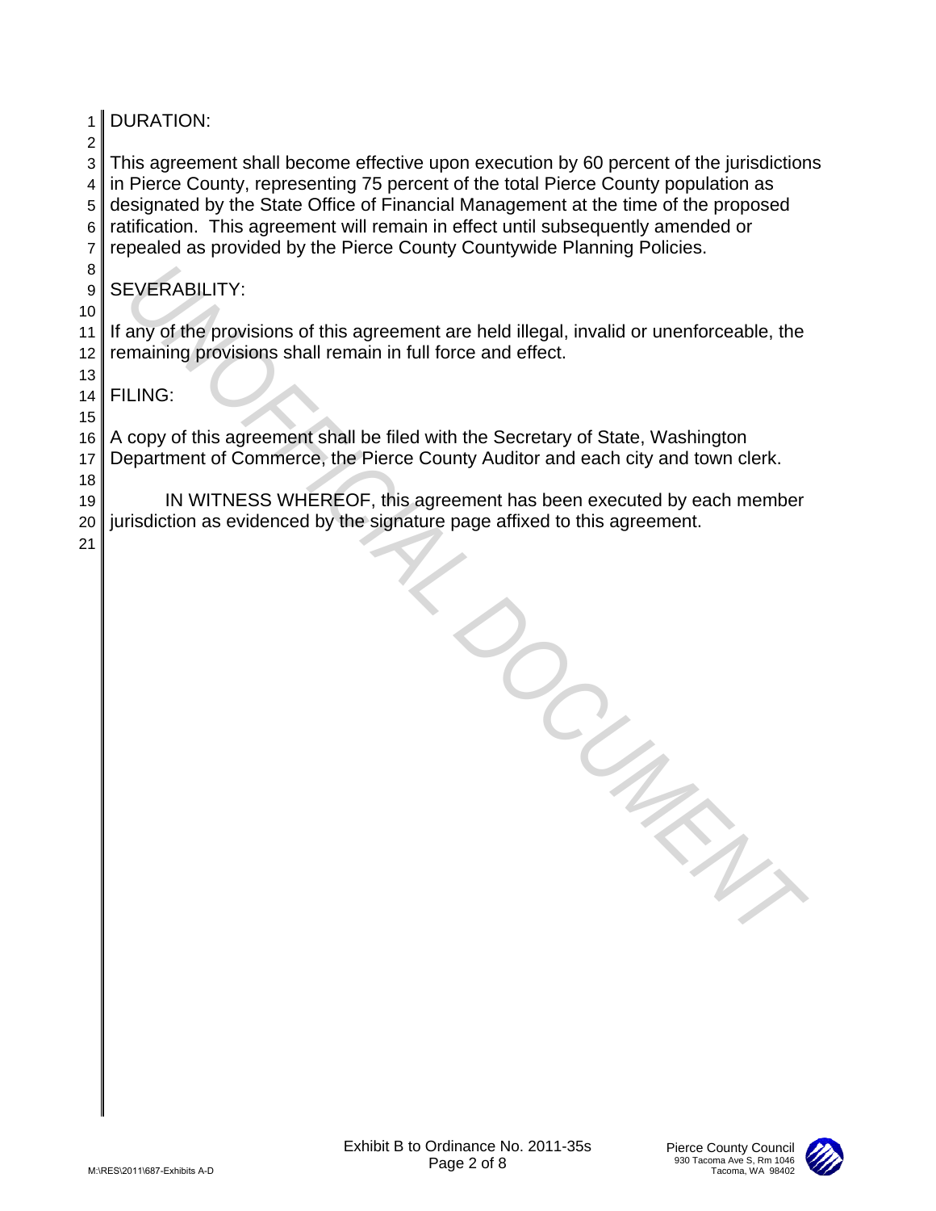DURATION:

This agreement shall become effective upon execution by 60 percent of the jurisdictions in Pierce County, representing 75 percent of the total Pierce County population as designated by the State Office of Financial Management at the time of the proposed ratification. This agreement will remain in effect until subsequently amended or repealed as provided by the Pierce County Countywide Planning Policies.

SEVERABILITY:

If any of the provisions of this agreement are held illegal, invalid or unenforceable, the remaining provisions shall remain in full force and effect.

FILING:

A copy of this agreement shall be filed with the Secretary of State, Washington Department of Commerce, the Pierce County Auditor and each city and town clerk.

IN WITNESS WHEREOF, this agreement has been executed by each member jurisdiction as evidenced by the signature page affixed to this agreement.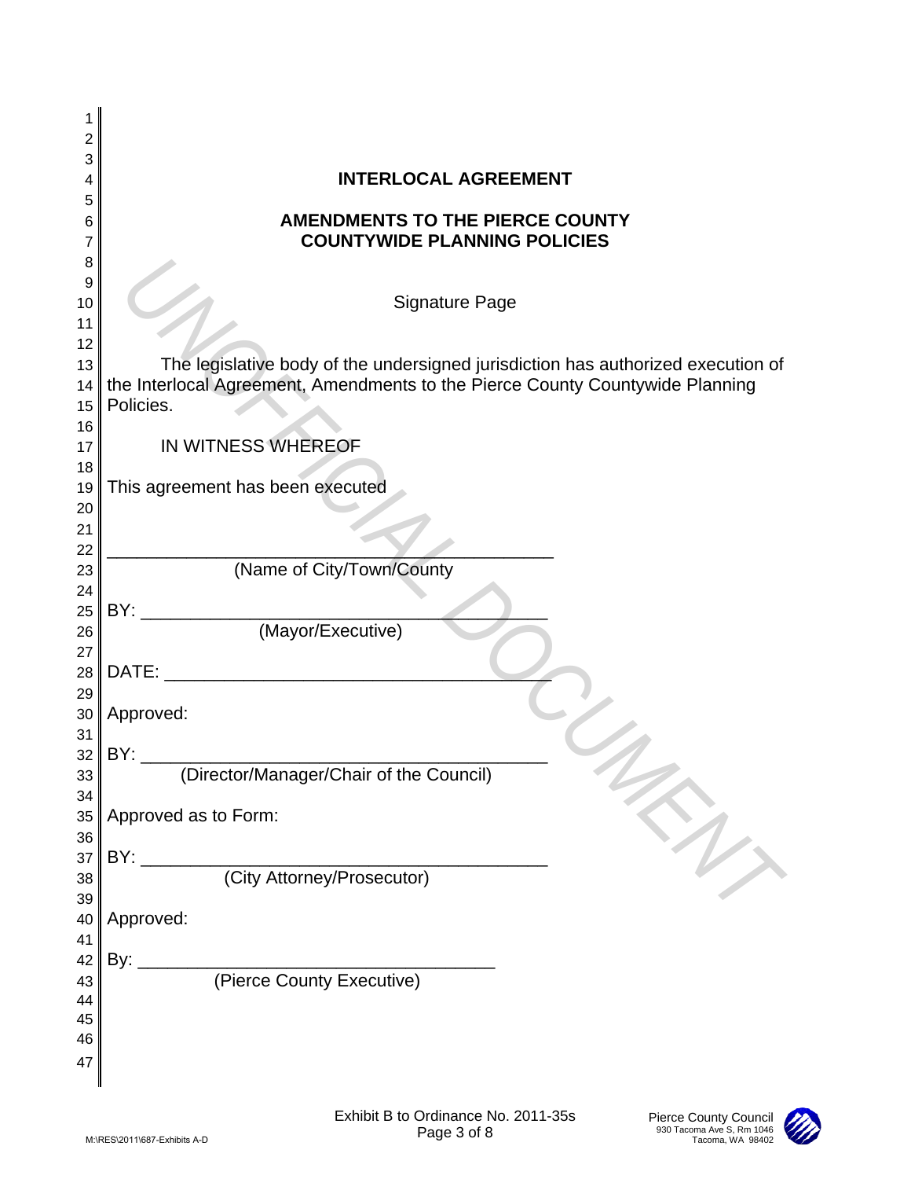# INTERLOCAL AGREEMENT

## AMENDMENTS TO THE PIERCE COUNTY COUNTYWIDE PLANNING POLICIES

Signature Page

The legislative body of the undersigned jurisdiction has authorized execution of the Interlocal Agreement, Amendments to the Pierce County Countywide Planning Policies.

IN WITNESS WHEREOF

This agreement has been executed

_____________________________________________
(Name of City/Town/County

BY: __________________________________________
(Mayor/Executive)

DATE: ________________________________________

Approved:

BY: __________________________________________
(Director/Manager/Chair of the Council)

Approved as to Form:

BY: __________________________________________
(City Attorney/Prosecutor)

Approved:

By: ____________________________________
(Pierce County Executive)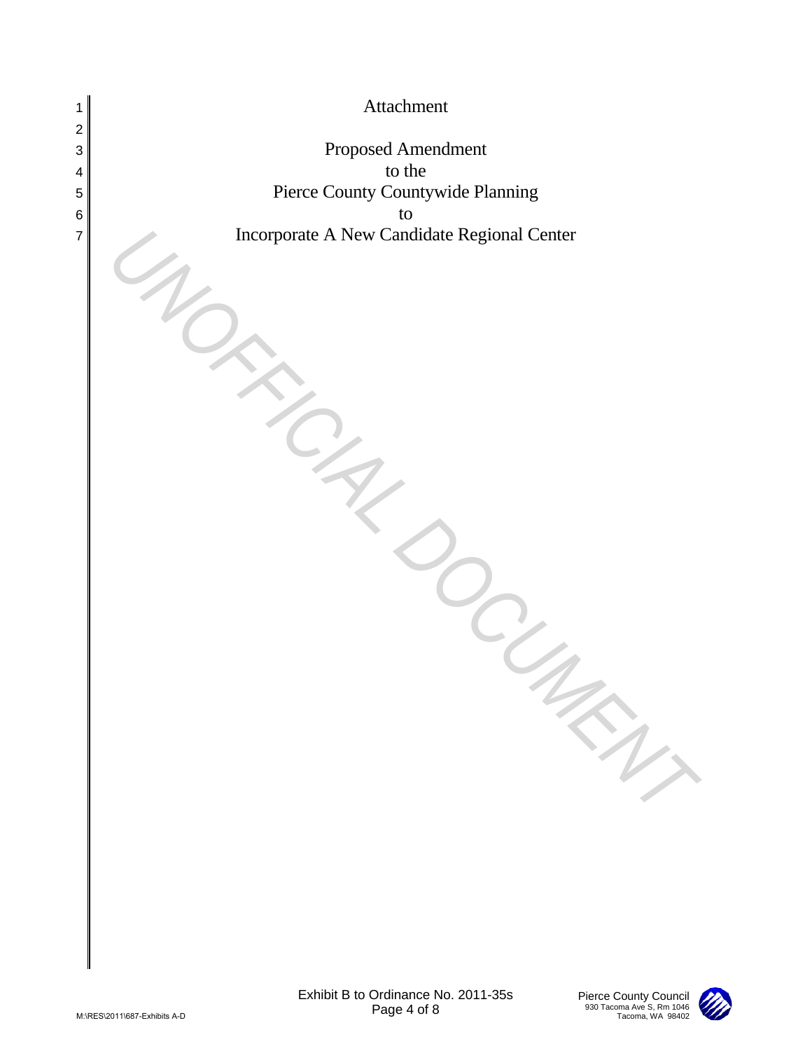Attachment

Proposed Amendment
to the
Pierce County Countywide Planning
to
Incorporate A New Candidate Regional Center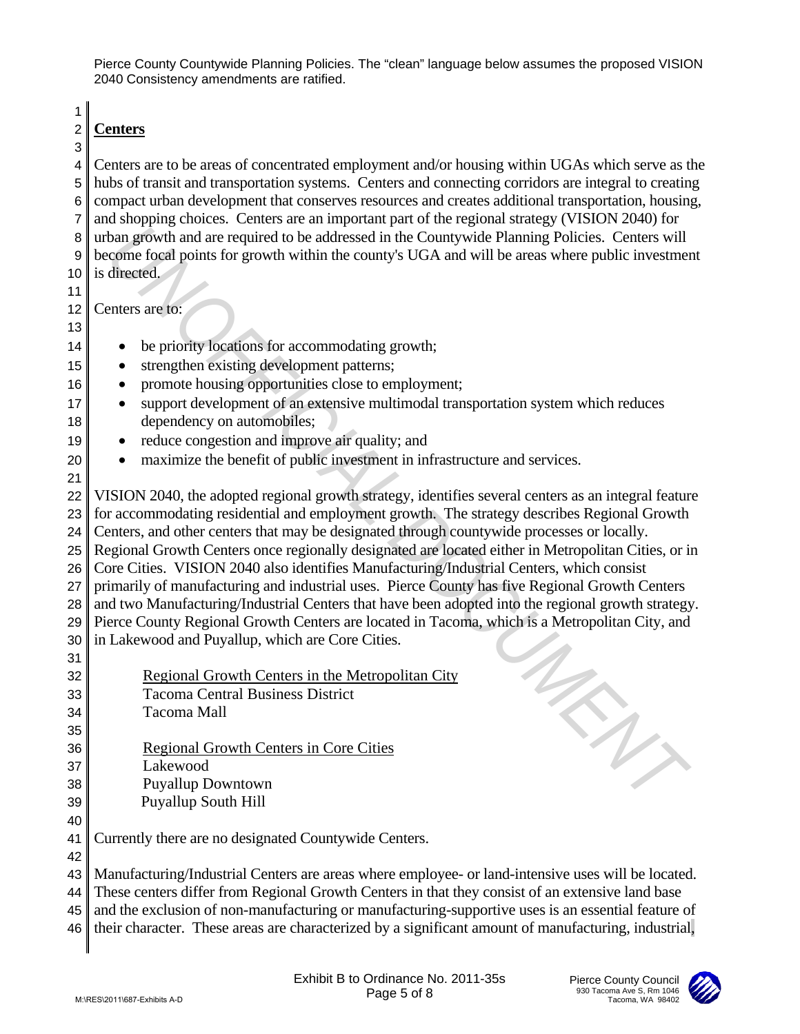Pierce County Countywide Planning Policies. The "clean" language below assumes the proposed VISION 2040 Consistency amendments are ratified.

## Centers

Centers are to be areas of concentrated employment and/or housing within UGAs which serve as the hubs of transit and transportation systems. Centers and connecting corridors are integral to creating compact urban development that conserves resources and creates additional transportation, housing, and shopping choices. Centers are an important part of the regional strategy (VISION 2040) for urban growth and are required to be addressed in the Countywide Planning Policies. Centers will become focal points for growth within the county's UGA and will be areas where public investment is directed.

Centers are to:

- be priority locations for accommodating growth;
- strengthen existing development patterns;
- promote housing opportunities close to employment;
- support development of an extensive multimodal transportation system which reduces dependency on automobiles;
- reduce congestion and improve air quality; and
- maximize the benefit of public investment in infrastructure and services.

VISION 2040, the adopted regional growth strategy, identifies several centers as an integral feature for accommodating residential and employment growth. The strategy describes Regional Growth Centers, and other centers that may be designated through countywide processes or locally. Regional Growth Centers once regionally designated are located either in Metropolitan Cities, or in Core Cities. VISION 2040 also identifies Manufacturing/Industrial Centers, which consist primarily of manufacturing and industrial uses. Pierce County has five Regional Growth Centers and two Manufacturing/Industrial Centers that have been adopted into the regional growth strategy. Pierce County Regional Growth Centers are located in Tacoma, which is a Metropolitan City, and in Lakewood and Puyallup, which are Core Cities.

Regional Growth Centers in the Metropolitan City
Tacoma Central Business District
Tacoma Mall

Regional Growth Centers in Core Cities
Lakewood
Puyallup Downtown
Puyallup South Hill

Currently there are no designated Countywide Centers.

Manufacturing/Industrial Centers are areas where employee- or land-intensive uses will be located. These centers differ from Regional Growth Centers in that they consist of an extensive land base and the exclusion of non-manufacturing or manufacturing-supportive uses is an essential feature of their character. These areas are characterized by a significant amount of manufacturing, industrial,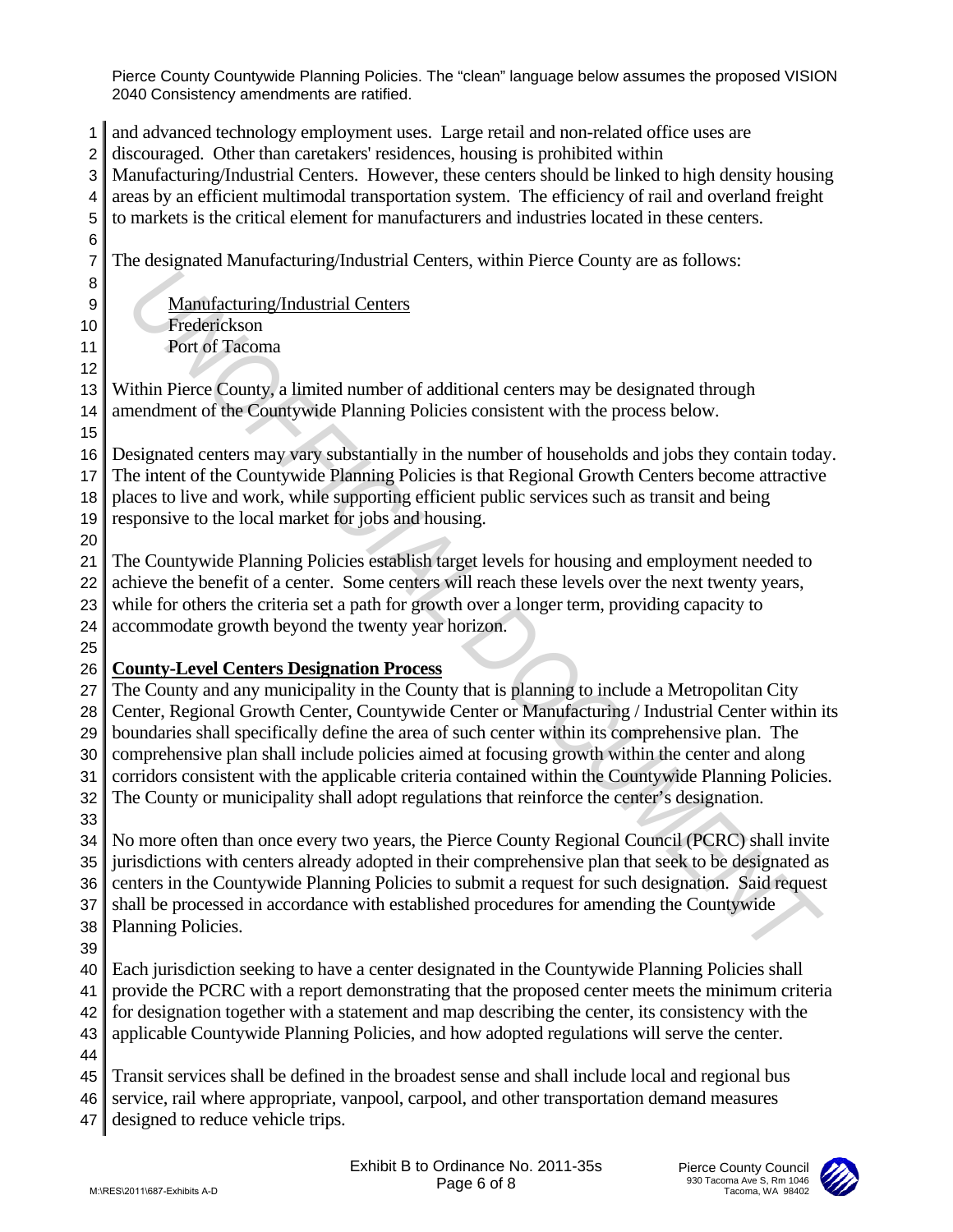and advanced technology employment uses. Large retail and non-related office uses are discouraged. Other than caretakers' residences, housing is prohibited within Manufacturing/Industrial Centers. However, these centers should be linked to high density housing areas by an efficient multimodal transportation system. The efficiency of rail and overland freight to markets is the critical element for manufacturers and industries located in these centers.

The designated Manufacturing/Industrial Centers, within Pierce County are as follows:

Manufacturing/Industrial Centers
Frederickson
Port of Tacoma

Within Pierce County, a limited number of additional centers may be designated through amendment of the Countywide Planning Policies consistent with the process below.

Designated centers may vary substantially in the number of households and jobs they contain today. The intent of the Countywide Planning Policies is that Regional Growth Centers become attractive places to live and work, while supporting efficient public services such as transit and being responsive to the local market for jobs and housing.

The Countywide Planning Policies establish target levels for housing and employment needed to achieve the benefit of a center. Some centers will reach these levels over the next twenty years, while for others the criteria set a path for growth over a longer term, providing capacity to accommodate growth beyond the twenty year horizon.

## County-Level Centers Designation Process

The County and any municipality in the County that is planning to include a Metropolitan City Center, Regional Growth Center, Countywide Center or Manufacturing / Industrial Center within its boundaries shall specifically define the area of such center within its comprehensive plan. The comprehensive plan shall include policies aimed at focusing growth within the center and along corridors consistent with the applicable criteria contained within the Countywide Planning Policies. The County or municipality shall adopt regulations that reinforce the center's designation.

No more often than once every two years, the Pierce County Regional Council (PCRC) shall invite jurisdictions with centers already adopted in their comprehensive plan that seek to be designated as centers in the Countywide Planning Policies to submit a request for such designation. Said request shall be processed in accordance with established procedures for amending the Countywide Planning Policies.

Each jurisdiction seeking to have a center designated in the Countywide Planning Policies shall provide the PCRC with a report demonstrating that the proposed center meets the minimum criteria for designation together with a statement and map describing the center, its consistency with the applicable Countywide Planning Policies, and how adopted regulations will serve the center.

Transit services shall be defined in the broadest sense and shall include local and regional bus service, rail where appropriate, vanpool, carpool, and other transportation demand measures designed to reduce vehicle trips.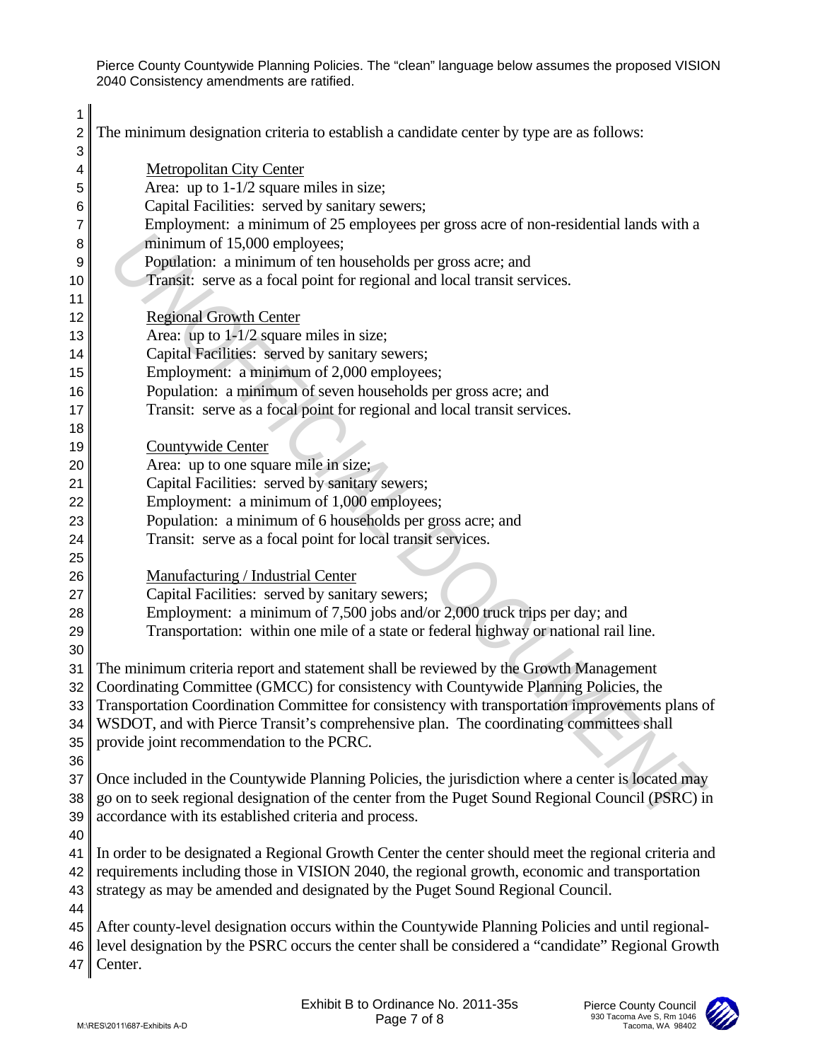The minimum designation criteria to establish a candidate center by type are as follows:

<u>Metropolitan City Center</u>
Area: up to 1-1/2 square miles in size;
Capital Facilities: served by sanitary sewers;
Employment: a minimum of 25 employees per gross acre of non-residential lands with a minimum of 15,000 employees;
Population: a minimum of ten households per gross acre; and
Transit: serve as a focal point for regional and local transit services.

<u>Regional Growth Center</u>
Area: up to 1-1/2 square miles in size;
Capital Facilities: served by sanitary sewers;
Employment: a minimum of 2,000 employees;
Population: a minimum of seven households per gross acre; and
Transit: serve as a focal point for regional and local transit services.

<u>Countywide Center</u>
Area: up to one square mile in size;
Capital Facilities: served by sanitary sewers;
Employment: a minimum of 1,000 employees;
Population: a minimum of 6 households per gross acre; and
Transit: serve as a focal point for local transit services.

<u>Manufacturing / Industrial Center</u>
Capital Facilities: served by sanitary sewers;
Employment: a minimum of 7,500 jobs and/or 2,000 truck trips per day; and
Transportation: within one mile of a state or federal highway or national rail line.

The minimum criteria report and statement shall be reviewed by the Growth Management Coordinating Committee (GMCC) for consistency with Countywide Planning Policies, the Transportation Coordination Committee for consistency with transportation improvements plans of WSDOT, and with Pierce Transit's comprehensive plan. The coordinating committees shall provide joint recommendation to the PCRC.

Once included in the Countywide Planning Policies, the jurisdiction where a center is located may go on to seek regional designation of the center from the Puget Sound Regional Council (PSRC) in accordance with its established criteria and process.

In order to be designated a Regional Growth Center the center should meet the regional criteria and requirements including those in VISION 2040, the regional growth, economic and transportation strategy as may be amended and designated by the Puget Sound Regional Council.

After county-level designation occurs within the Countywide Planning Policies and until regional-level designation by the PSRC occurs the center shall be considered a "candidate" Regional Growth Center.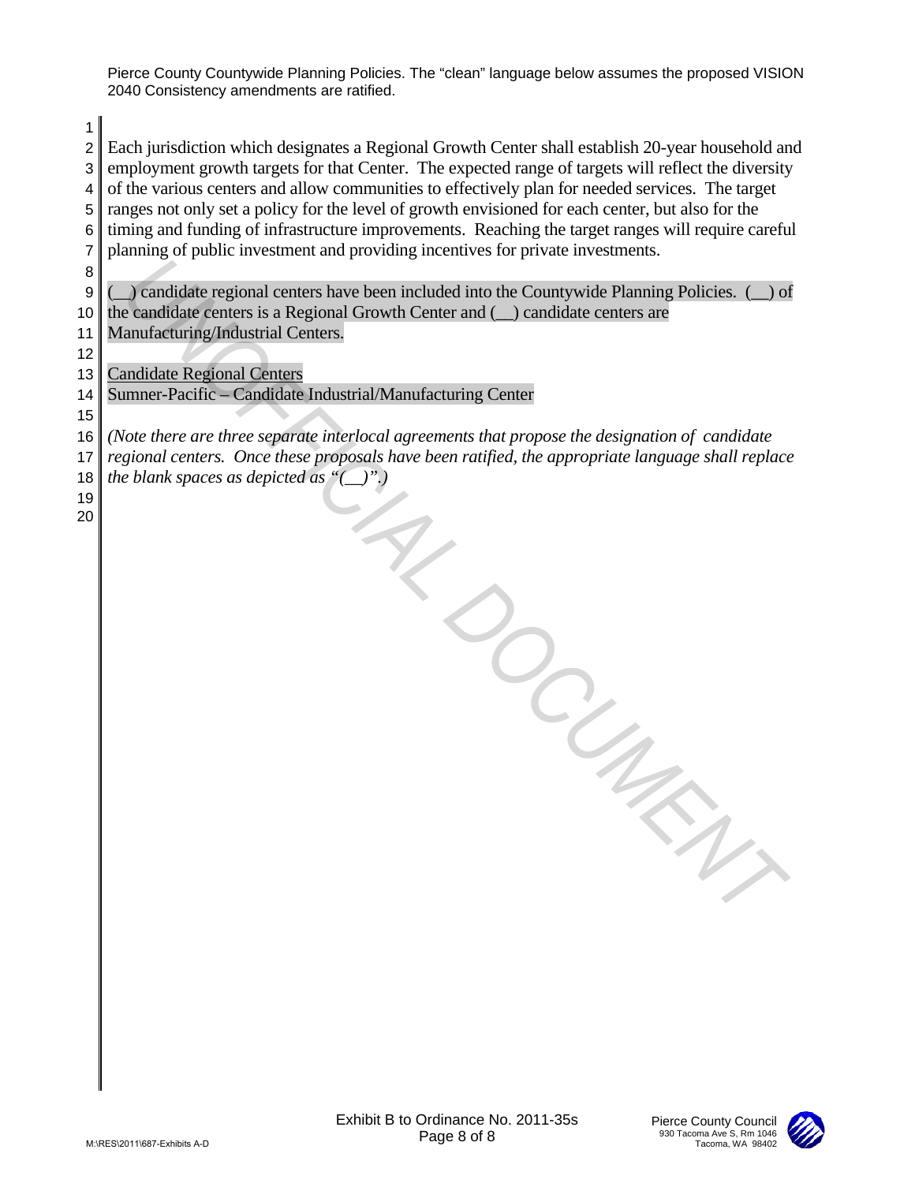Pierce County Countywide Planning Policies. The "clean" language below assumes the proposed VISION 2040 Consistency amendments are ratified.

Each jurisdiction which designates a Regional Growth Center shall establish 20-year household and employment growth targets for that Center. The expected range of targets will reflect the diversity of the various centers and allow communities to effectively plan for needed services. The target ranges not only set a policy for the level of growth envisioned for each center, but also for the timing and funding of infrastructure improvements. Reaching the target ranges will require careful planning of public investment and providing incentives for private investments.

(__) candidate regional centers have been included into the Countywide Planning Policies. (__) of the candidate centers is a Regional Growth Center and (__) candidate centers are Manufacturing/Industrial Centers.

Candidate Regional Centers
Sumner-Pacific – Candidate Industrial/Manufacturing Center

*(Note there are three separate interlocal agreements that propose the designation of candidate regional centers. Once these proposals have been ratified, the appropriate language shall replace the blank spaces as depicted as "(__)".)*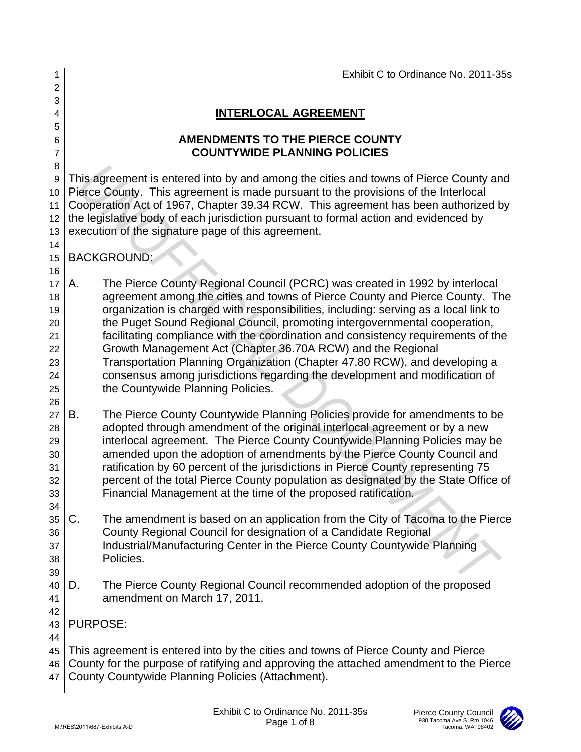Exhibit C to Ordinance No. 2011-35s

# INTERLOCAL AGREEMENT

## AMENDMENTS TO THE PIERCE COUNTY COUNTYWIDE PLANNING POLICIES

This agreement is entered into by and among the cities and towns of Pierce County and Pierce County. This agreement is made pursuant to the provisions of the Interlocal Cooperation Act of 1967, Chapter 39.34 RCW. This agreement has been authorized by the legislative body of each jurisdiction pursuant to formal action and evidenced by execution of the signature page of this agreement.

BACKGROUND:

A. The Pierce County Regional Council (PCRC) was created in 1992 by interlocal agreement among the cities and towns of Pierce County and Pierce County. The organization is charged with responsibilities, including: serving as a local link to the Puget Sound Regional Council, promoting intergovernmental cooperation, facilitating compliance with the coordination and consistency requirements of the Growth Management Act (Chapter 36.70A RCW) and the Regional Transportation Planning Organization (Chapter 47.80 RCW), and developing a consensus among jurisdictions regarding the development and modification of the Countywide Planning Policies.

B. The Pierce County Countywide Planning Policies provide for amendments to be adopted through amendment of the original interlocal agreement or by a new interlocal agreement. The Pierce County Countywide Planning Policies may be amended upon the adoption of amendments by the Pierce County Council and ratification by 60 percent of the jurisdictions in Pierce County representing 75 percent of the total Pierce County population as designated by the State Office of Financial Management at the time of the proposed ratification.

C. The amendment is based on an application from the City of Tacoma to the Pierce County Regional Council for designation of a Candidate Regional Industrial/Manufacturing Center in the Pierce County Countywide Planning Policies.

D. The Pierce County Regional Council recommended adoption of the proposed amendment on March 17, 2011.

PURPOSE:

This agreement is entered into by the cities and towns of Pierce County and Pierce County for the purpose of ratifying and approving the attached amendment to the Pierce County Countywide Planning Policies (Attachment).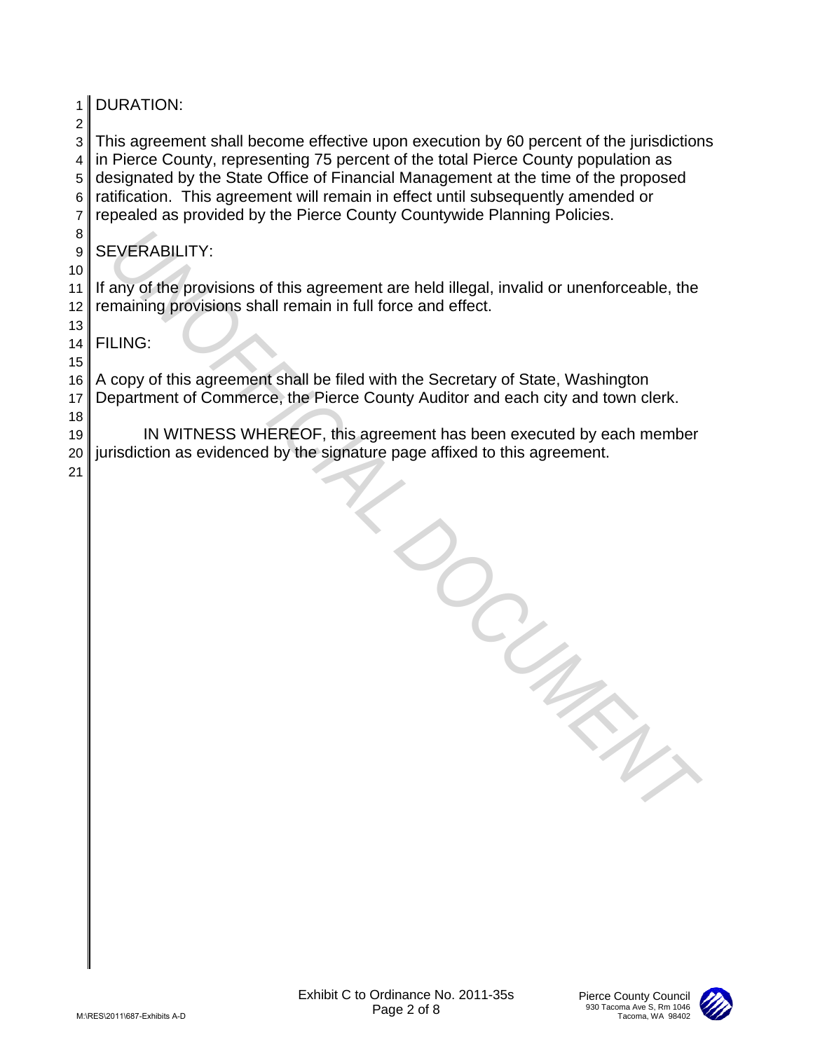DURATION:

This agreement shall become effective upon execution by 60 percent of the jurisdictions in Pierce County, representing 75 percent of the total Pierce County population as designated by the State Office of Financial Management at the time of the proposed ratification. This agreement will remain in effect until subsequently amended or repealed as provided by the Pierce County Countywide Planning Policies.

SEVERABILITY:

If any of the provisions of this agreement are held illegal, invalid or unenforceable, the remaining provisions shall remain in full force and effect.

FILING:

A copy of this agreement shall be filed with the Secretary of State, Washington Department of Commerce, the Pierce County Auditor and each city and town clerk.

IN WITNESS WHEREOF, this agreement has been executed by each member jurisdiction as evidenced by the signature page affixed to this agreement.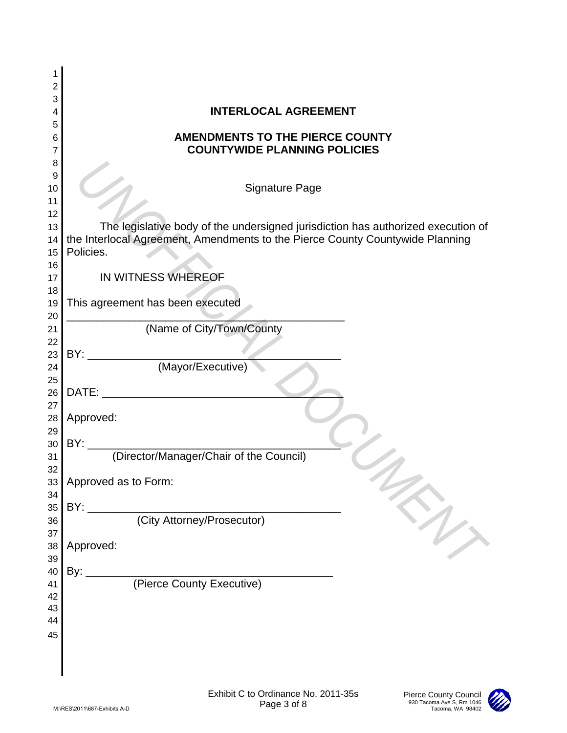# INTERLOCAL AGREEMENT

## AMENDMENTS TO THE PIERCE COUNTY COUNTYWIDE PLANNING POLICIES

Signature Page

The legislative body of the undersigned jurisdiction has authorized execution of the Interlocal Agreement, Amendments to the Pierce County Countywide Planning Policies.

IN WITNESS WHEREOF

This agreement has been executed

\_\_\_\_\_\_\_\_\_\_\_\_\_\_\_\_\_\_\_\_\_\_\_\_\_\_\_\_\_\_\_\_\_\_\_\_\_\_\_\_\_\_\_\_
(Name of City/Town/County

BY: \_\_\_\_\_\_\_\_\_\_\_\_\_\_\_\_\_\_\_\_\_\_\_\_\_\_\_\_\_\_\_\_\_\_\_\_\_\_\_\_
(Mayor/Executive)

DATE: \_\_\_\_\_\_\_\_\_\_\_\_\_\_\_\_\_\_\_\_\_\_\_\_\_\_\_\_\_\_\_\_\_\_\_\_\_\_

Approved:

BY: \_\_\_\_\_\_\_\_\_\_\_\_\_\_\_\_\_\_\_\_\_\_\_\_\_\_\_\_\_\_\_\_\_\_\_\_\_\_\_\_
(Director/Manager/Chair of the Council)

Approved as to Form:

BY: \_\_\_\_\_\_\_\_\_\_\_\_\_\_\_\_\_\_\_\_\_\_\_\_\_\_\_\_\_\_\_\_\_\_\_\_\_\_\_\_
(City Attorney/Prosecutor)

Approved:

By: \_\_\_\_\_\_\_\_\_\_\_\_\_\_\_\_\_\_\_\_\_\_\_\_\_\_\_\_\_\_\_\_\_\_\_\_\_\_\_\_
(Pierce County Executive)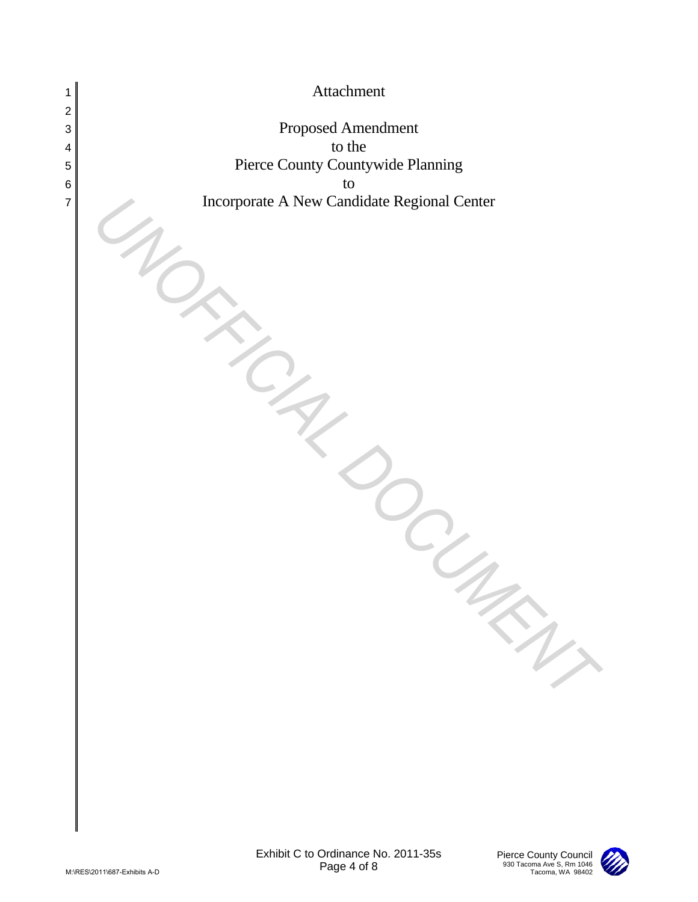Attachment

Proposed Amendment
to the
Pierce County Countywide Planning
to
Incorporate A New Candidate Regional Center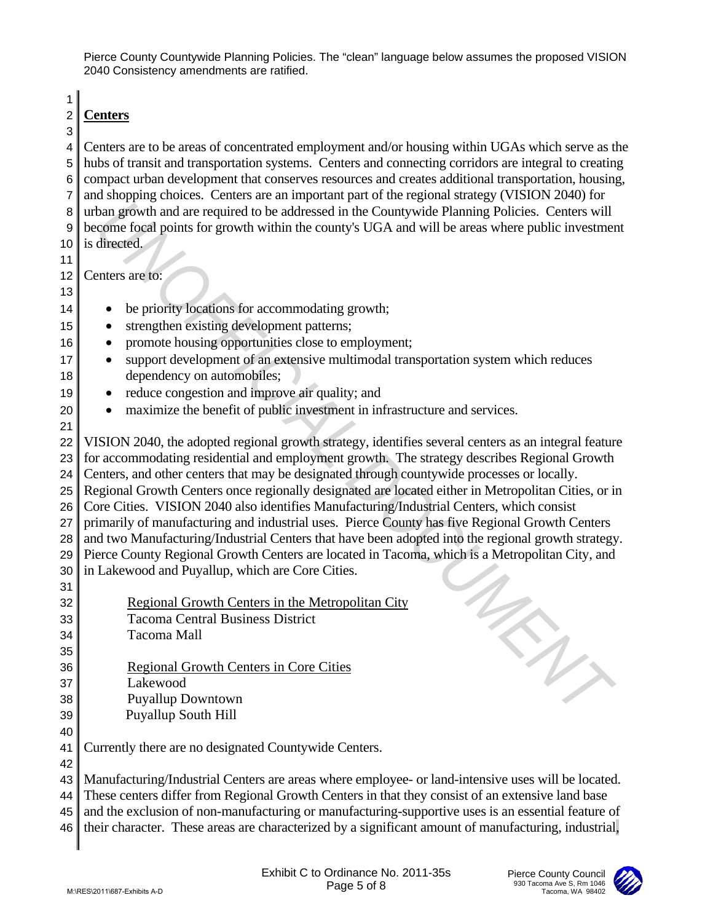Pierce County Countywide Planning Policies. The "clean" language below assumes the proposed VISION 2040 Consistency amendments are ratified.

## Centers

Centers are to be areas of concentrated employment and/or housing within UGAs which serve as the hubs of transit and transportation systems. Centers and connecting corridors are integral to creating compact urban development that conserves resources and creates additional transportation, housing, and shopping choices. Centers are an important part of the regional strategy (VISION 2040) for urban growth and are required to be addressed in the Countywide Planning Policies. Centers will become focal points for growth within the county's UGA and will be areas where public investment is directed.

Centers are to:

- be priority locations for accommodating growth;
- strengthen existing development patterns;
- promote housing opportunities close to employment;
- support development of an extensive multimodal transportation system which reduces dependency on automobiles;
- reduce congestion and improve air quality; and
- maximize the benefit of public investment in infrastructure and services.

VISION 2040, the adopted regional growth strategy, identifies several centers as an integral feature for accommodating residential and employment growth. The strategy describes Regional Growth Centers, and other centers that may be designated through countywide processes or locally. Regional Growth Centers once regionally designated are located either in Metropolitan Cities, or in Core Cities. VISION 2040 also identifies Manufacturing/Industrial Centers, which consist primarily of manufacturing and industrial uses. Pierce County has five Regional Growth Centers and two Manufacturing/Industrial Centers that have been adopted into the regional growth strategy. Pierce County Regional Growth Centers are located in Tacoma, which is a Metropolitan City, and in Lakewood and Puyallup, which are Core Cities.

Regional Growth Centers in the Metropolitan City
Tacoma Central Business District
Tacoma Mall

Regional Growth Centers in Core Cities
Lakewood
Puyallup Downtown
Puyallup South Hill

Currently there are no designated Countywide Centers.

Manufacturing/Industrial Centers are areas where employee- or land-intensive uses will be located. These centers differ from Regional Growth Centers in that they consist of an extensive land base and the exclusion of non-manufacturing or manufacturing-supportive uses is an essential feature of their character. These areas are characterized by a significant amount of manufacturing, industrial,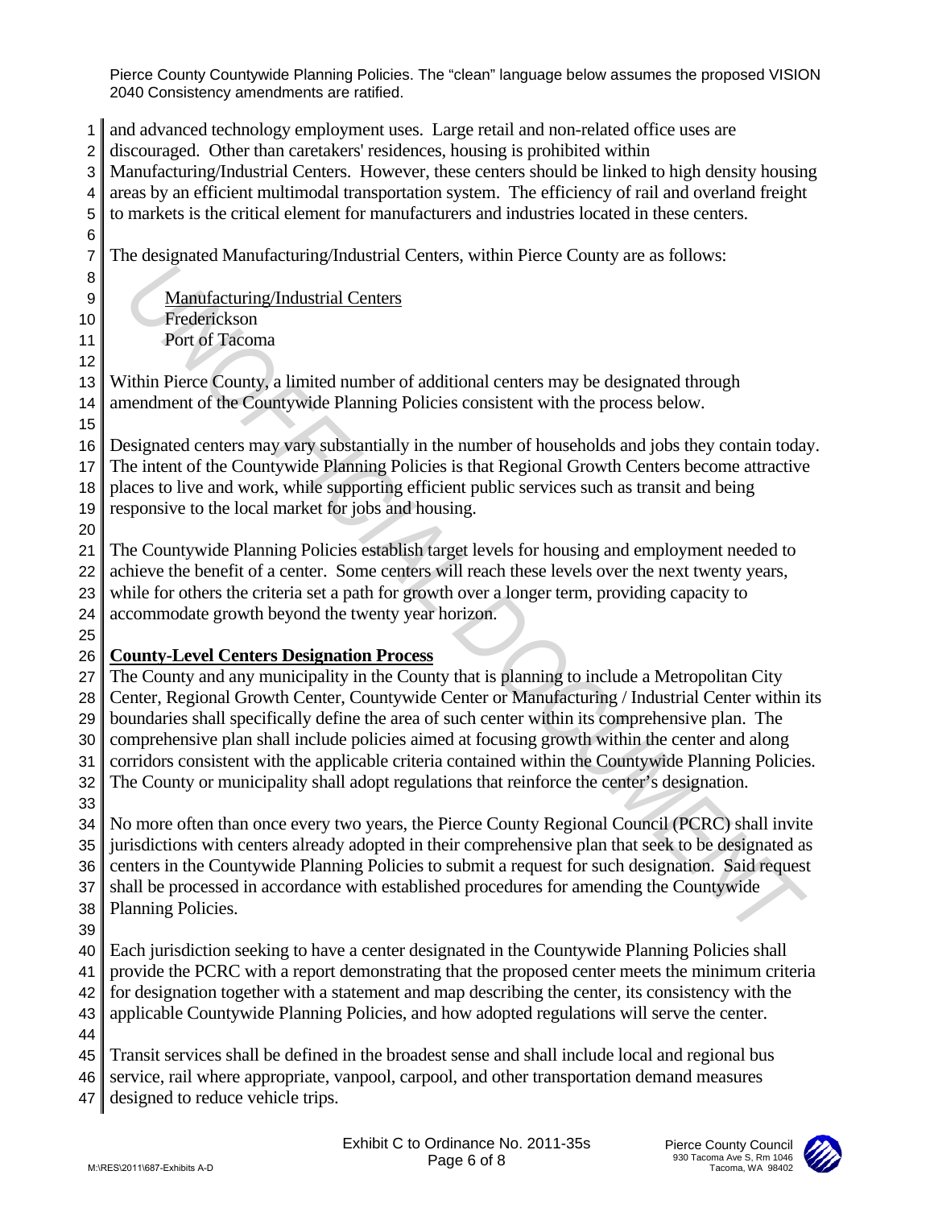and advanced technology employment uses. Large retail and non-related office uses are discouraged. Other than caretakers' residences, housing is prohibited within Manufacturing/Industrial Centers. However, these centers should be linked to high density housing areas by an efficient multimodal transportation system. The efficiency of rail and overland freight to markets is the critical element for manufacturers and industries located in these centers.

The designated Manufacturing/Industrial Centers, within Pierce County are as follows:

<u>Manufacturing/Industrial Centers</u>
Frederickson
Port of Tacoma

Within Pierce County, a limited number of additional centers may be designated through amendment of the Countywide Planning Policies consistent with the process below.

Designated centers may vary substantially in the number of households and jobs they contain today. The intent of the Countywide Planning Policies is that Regional Growth Centers become attractive places to live and work, while supporting efficient public services such as transit and being responsive to the local market for jobs and housing.

The Countywide Planning Policies establish target levels for housing and employment needed to achieve the benefit of a center. Some centers will reach these levels over the next twenty years, while for others the criteria set a path for growth over a longer term, providing capacity to accommodate growth beyond the twenty year horizon.

**<u>County-Level Centers Designation Process</u>**

The County and any municipality in the County that is planning to include a Metropolitan City Center, Regional Growth Center, Countywide Center or Manufacturing / Industrial Center within its boundaries shall specifically define the area of such center within its comprehensive plan. The comprehensive plan shall include policies aimed at focusing growth within the center and along corridors consistent with the applicable criteria contained within the Countywide Planning Policies. The County or municipality shall adopt regulations that reinforce the center's designation.

No more often than once every two years, the Pierce County Regional Council (PCRC) shall invite jurisdictions with centers already adopted in their comprehensive plan that seek to be designated as centers in the Countywide Planning Policies to submit a request for such designation. Said request shall be processed in accordance with established procedures for amending the Countywide Planning Policies.

Each jurisdiction seeking to have a center designated in the Countywide Planning Policies shall provide the PCRC with a report demonstrating that the proposed center meets the minimum criteria for designation together with a statement and map describing the center, its consistency with the applicable Countywide Planning Policies, and how adopted regulations will serve the center.

Transit services shall be defined in the broadest sense and shall include local and regional bus service, rail where appropriate, vanpool, carpool, and other transportation demand measures designed to reduce vehicle trips.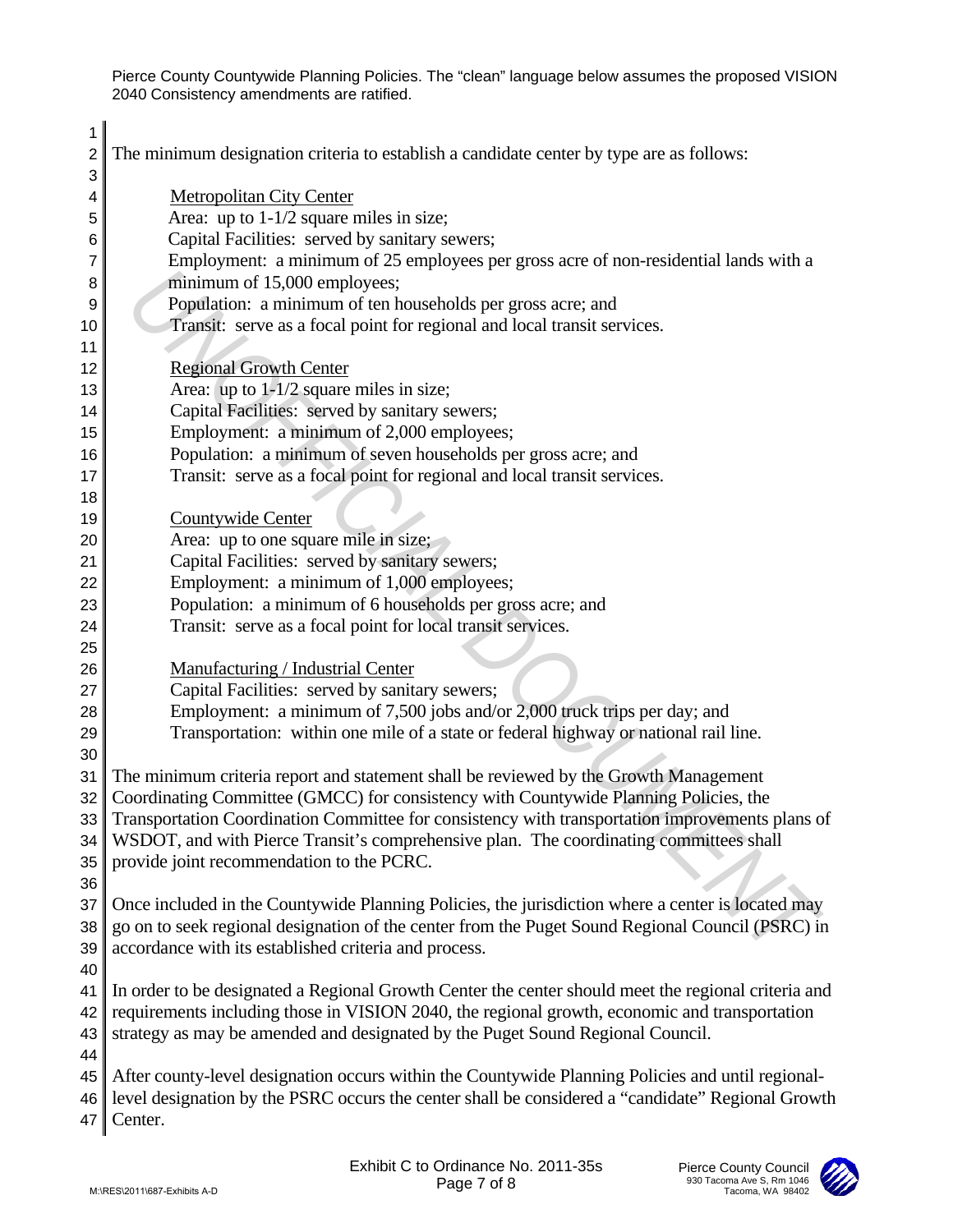The minimum designation criteria to establish a candidate center by type are as follows:

Metropolitan City Center
Area: up to 1-1/2 square miles in size;
Capital Facilities: served by sanitary sewers;
Employment: a minimum of 25 employees per gross acre of non-residential lands with a minimum of 15,000 employees;
Population: a minimum of ten households per gross acre; and
Transit: serve as a focal point for regional and local transit services.

Regional Growth Center
Area: up to 1-1/2 square miles in size;
Capital Facilities: served by sanitary sewers;
Employment: a minimum of 2,000 employees;
Population: a minimum of seven households per gross acre; and
Transit: serve as a focal point for regional and local transit services.

Countywide Center
Area: up to one square mile in size;
Capital Facilities: served by sanitary sewers;
Employment: a minimum of 1,000 employees;
Population: a minimum of 6 households per gross acre; and
Transit: serve as a focal point for local transit services.

Manufacturing / Industrial Center
Capital Facilities: served by sanitary sewers;
Employment: a minimum of 7,500 jobs and/or 2,000 truck trips per day; and
Transportation: within one mile of a state or federal highway or national rail line.

The minimum criteria report and statement shall be reviewed by the Growth Management Coordinating Committee (GMCC) for consistency with Countywide Planning Policies, the Transportation Coordination Committee for consistency with transportation improvements plans of WSDOT, and with Pierce Transit's comprehensive plan. The coordinating committees shall provide joint recommendation to the PCRC.

Once included in the Countywide Planning Policies, the jurisdiction where a center is located may go on to seek regional designation of the center from the Puget Sound Regional Council (PSRC) in accordance with its established criteria and process.

In order to be designated a Regional Growth Center the center should meet the regional criteria and requirements including those in VISION 2040, the regional growth, economic and transportation strategy as may be amended and designated by the Puget Sound Regional Council.

After county-level designation occurs within the Countywide Planning Policies and until regional-level designation by the PSRC occurs the center shall be considered a "candidate" Regional Growth Center.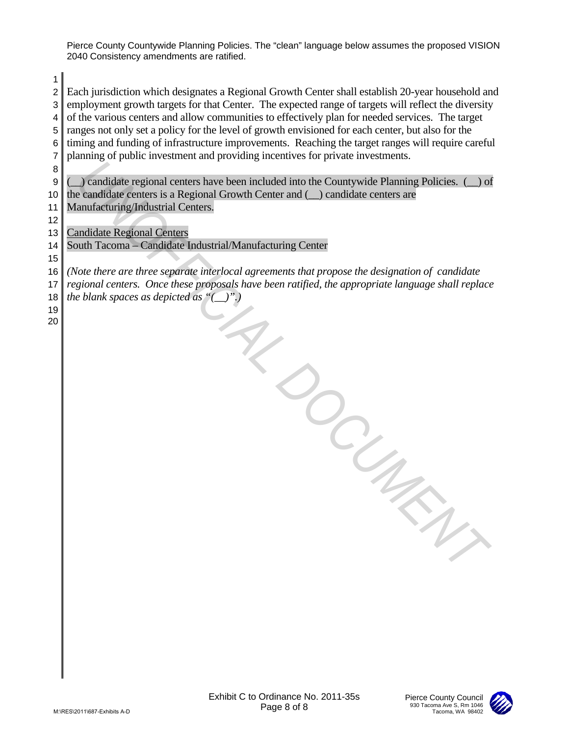Pierce County Countywide Planning Policies. The "clean" language below assumes the proposed VISION 2040 Consistency amendments are ratified.

Each jurisdiction which designates a Regional Growth Center shall establish 20-year household and employment growth targets for that Center. The expected range of targets will reflect the diversity of the various centers and allow communities to effectively plan for needed services. The target ranges not only set a policy for the level of growth envisioned for each center, but also for the timing and funding of infrastructure improvements. Reaching the target ranges will require careful planning of public investment and providing incentives for private investments.

(__) candidate regional centers have been included into the Countywide Planning Policies. (__) of the candidate centers is a Regional Growth Center and (__) candidate centers are Manufacturing/Industrial Centers.

Candidate Regional Centers
South Tacoma – Candidate Industrial/Manufacturing Center

*(Note there are three separate interlocal agreements that propose the designation of candidate regional centers. Once these proposals have been ratified, the appropriate language shall replace the blank spaces as depicted as "(__)".)*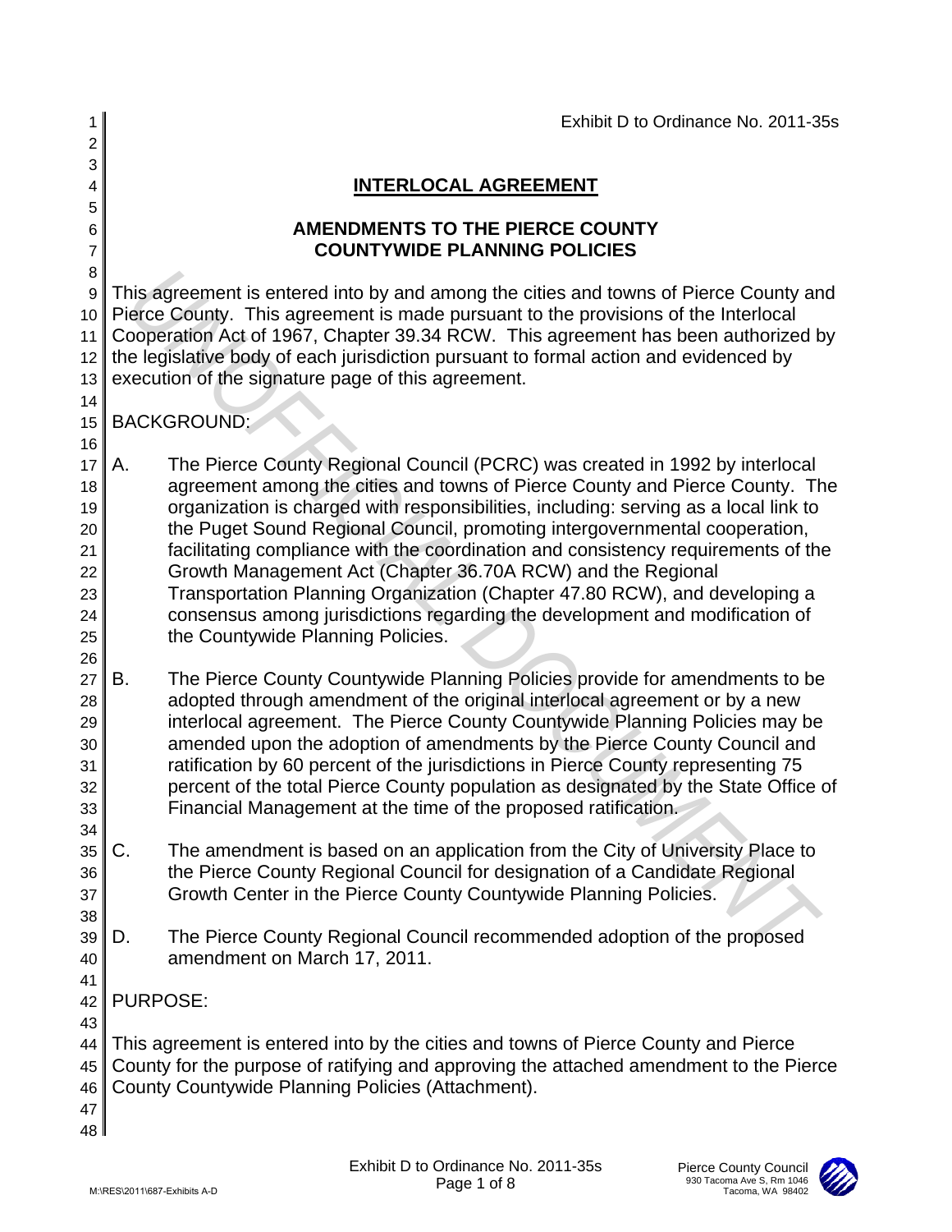Exhibit D to Ordinance No. 2011-35s

# INTERLOCAL AGREEMENT

## AMENDMENTS TO THE PIERCE COUNTY COUNTYWIDE PLANNING POLICIES

This agreement is entered into by and among the cities and towns of Pierce County and Pierce County. This agreement is made pursuant to the provisions of the Interlocal Cooperation Act of 1967, Chapter 39.34 RCW. This agreement has been authorized by the legislative body of each jurisdiction pursuant to formal action and evidenced by execution of the signature page of this agreement.

BACKGROUND:

A. The Pierce County Regional Council (PCRC) was created in 1992 by interlocal agreement among the cities and towns of Pierce County and Pierce County. The organization is charged with responsibilities, including: serving as a local link to the Puget Sound Regional Council, promoting intergovernmental cooperation, facilitating compliance with the coordination and consistency requirements of the Growth Management Act (Chapter 36.70A RCW) and the Regional Transportation Planning Organization (Chapter 47.80 RCW), and developing a consensus among jurisdictions regarding the development and modification of the Countywide Planning Policies.

B. The Pierce County Countywide Planning Policies provide for amendments to be adopted through amendment of the original interlocal agreement or by a new interlocal agreement. The Pierce County Countywide Planning Policies may be amended upon the adoption of amendments by the Pierce County Council and ratification by 60 percent of the jurisdictions in Pierce County representing 75 percent of the total Pierce County population as designated by the State Office of Financial Management at the time of the proposed ratification.

C. The amendment is based on an application from the City of University Place to the Pierce County Regional Council for designation of a Candidate Regional Growth Center in the Pierce County Countywide Planning Policies.

D. The Pierce County Regional Council recommended adoption of the proposed amendment on March 17, 2011.

PURPOSE:

This agreement is entered into by the cities and towns of Pierce County and Pierce County for the purpose of ratifying and approving the attached amendment to the Pierce County Countywide Planning Policies (Attachment).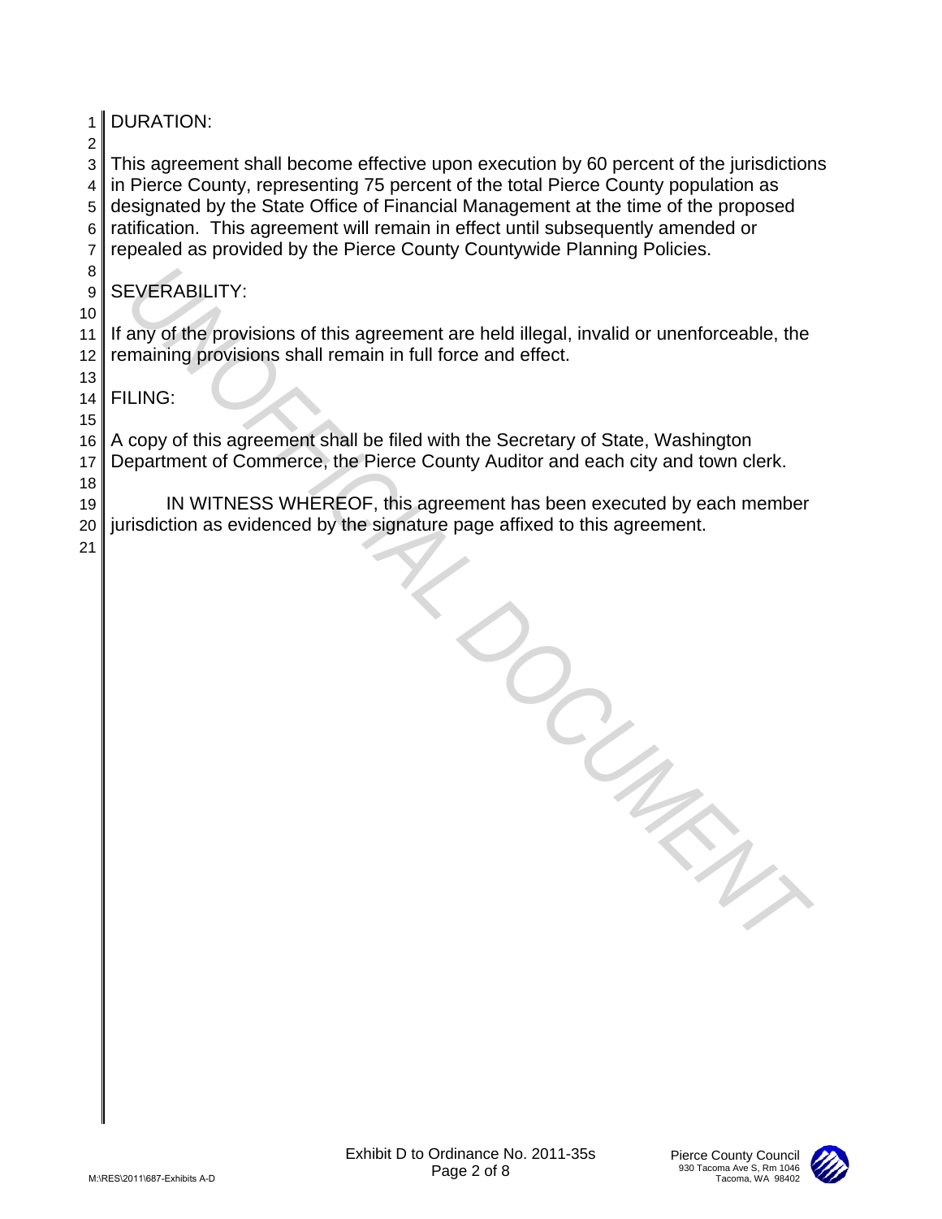DURATION:

This agreement shall become effective upon execution by 60 percent of the jurisdictions in Pierce County, representing 75 percent of the total Pierce County population as designated by the State Office of Financial Management at the time of the proposed ratification. This agreement will remain in effect until subsequently amended or repealed as provided by the Pierce County Countywide Planning Policies.

SEVERABILITY:

If any of the provisions of this agreement are held illegal, invalid or unenforceable, the remaining provisions shall remain in full force and effect.

FILING:

A copy of this agreement shall be filed with the Secretary of State, Washington Department of Commerce, the Pierce County Auditor and each city and town clerk.

IN WITNESS WHEREOF, this agreement has been executed by each member jurisdiction as evidenced by the signature page affixed to this agreement.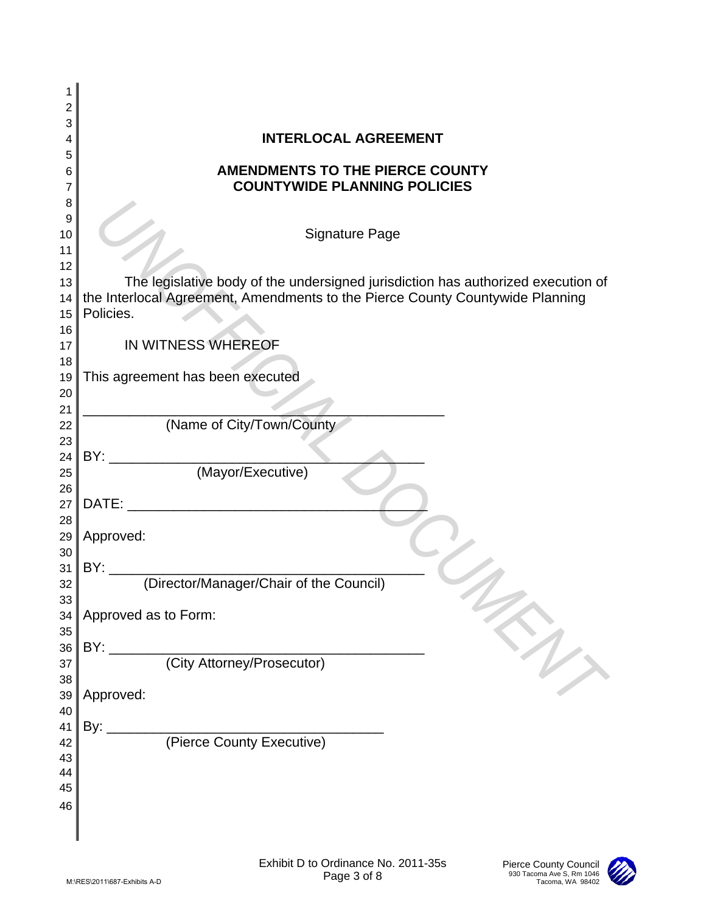# INTERLOCAL AGREEMENT

## AMENDMENTS TO THE PIERCE COUNTY COUNTYWIDE PLANNING POLICIES

Signature Page

The legislative body of the undersigned jurisdiction has authorized execution of the Interlocal Agreement, Amendments to the Pierce County Countywide Planning Policies.

IN WITNESS WHEREOF

This agreement has been executed

_______________________________________________
(Name of City/Town/County

BY: ___________________________________________
(Mayor/Executive)

DATE: _________________________________________

Approved:

BY: ___________________________________________
(Director/Manager/Chair of the Council)

Approved as to Form:

BY: ___________________________________________
(City Attorney/Prosecutor)

Approved:

By: ______________________________________
(Pierce County Executive)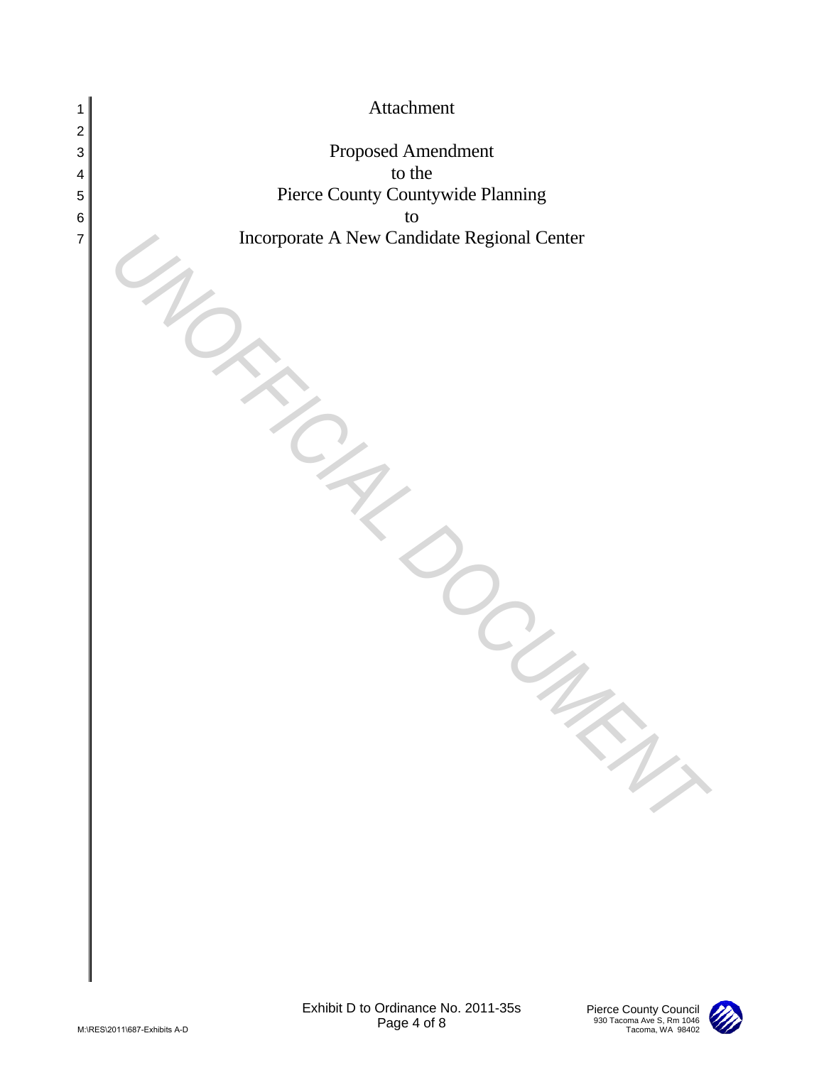Attachment

Proposed Amendment
to the
Pierce County Countywide Planning
to
Incorporate A New Candidate Regional Center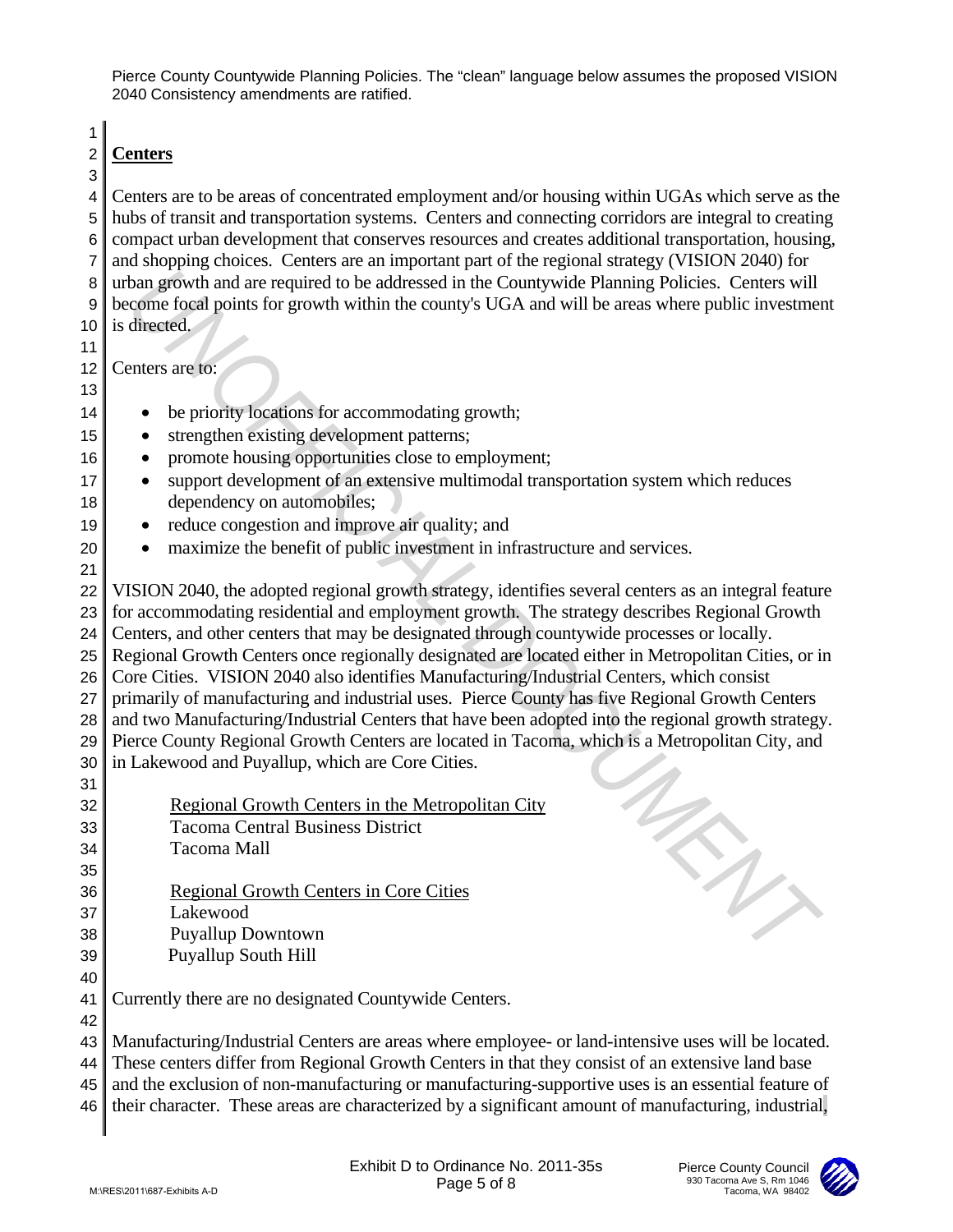Pierce County Countywide Planning Policies. The "clean" language below assumes the proposed VISION 2040 Consistency amendments are ratified.

## Centers

Centers are to be areas of concentrated employment and/or housing within UGAs which serve as the hubs of transit and transportation systems. Centers and connecting corridors are integral to creating compact urban development that conserves resources and creates additional transportation, housing, and shopping choices. Centers are an important part of the regional strategy (VISION 2040) for urban growth and are required to be addressed in the Countywide Planning Policies. Centers will become focal points for growth within the county's UGA and will be areas where public investment is directed.

Centers are to:

- be priority locations for accommodating growth;
- strengthen existing development patterns;
- promote housing opportunities close to employment;
- support development of an extensive multimodal transportation system which reduces dependency on automobiles;
- reduce congestion and improve air quality; and
- maximize the benefit of public investment in infrastructure and services.

VISION 2040, the adopted regional growth strategy, identifies several centers as an integral feature for accommodating residential and employment growth. The strategy describes Regional Growth Centers, and other centers that may be designated through countywide processes or locally. Regional Growth Centers once regionally designated are located either in Metropolitan Cities, or in Core Cities. VISION 2040 also identifies Manufacturing/Industrial Centers, which consist primarily of manufacturing and industrial uses. Pierce County has five Regional Growth Centers and two Manufacturing/Industrial Centers that have been adopted into the regional growth strategy. Pierce County Regional Growth Centers are located in Tacoma, which is a Metropolitan City, and in Lakewood and Puyallup, which are Core Cities.

Regional Growth Centers in the Metropolitan City
Tacoma Central Business District
Tacoma Mall

Regional Growth Centers in Core Cities
Lakewood
Puyallup Downtown
Puyallup South Hill

Currently there are no designated Countywide Centers.

Manufacturing/Industrial Centers are areas where employee- or land-intensive uses will be located. These centers differ from Regional Growth Centers in that they consist of an extensive land base and the exclusion of non-manufacturing or manufacturing-supportive uses is an essential feature of their character. These areas are characterized by a significant amount of manufacturing, industrial,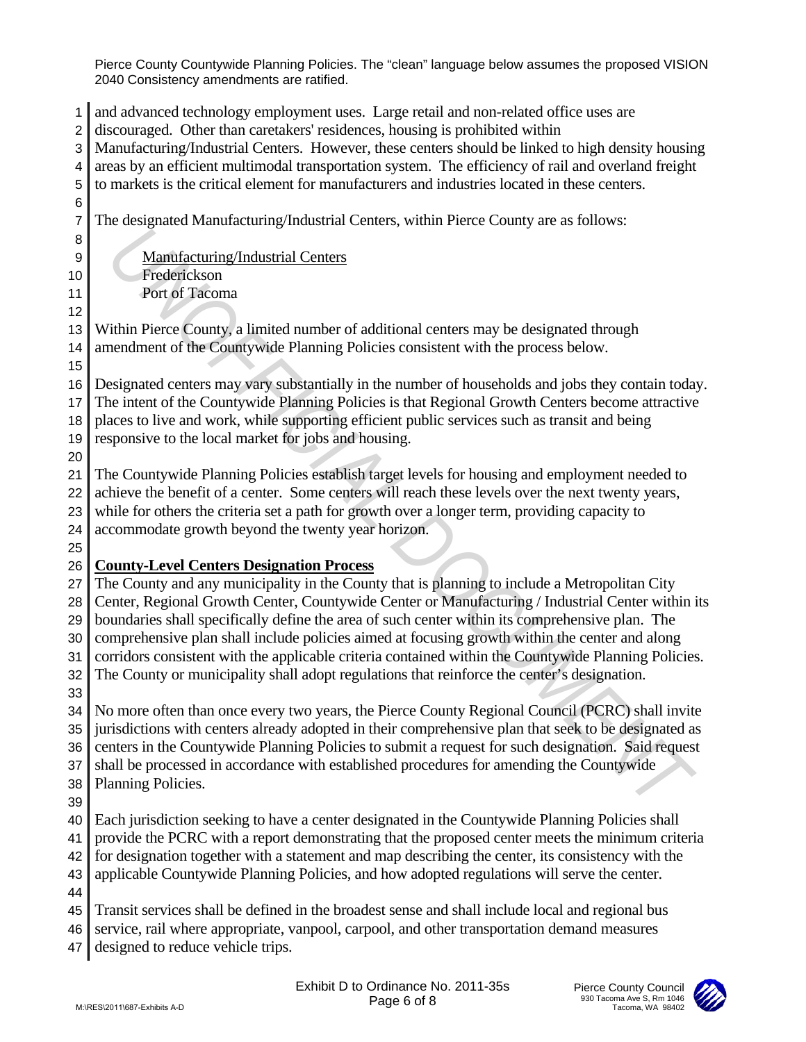and advanced technology employment uses. Large retail and non-related office uses are discouraged. Other than caretakers' residences, housing is prohibited within Manufacturing/Industrial Centers. However, these centers should be linked to high density housing areas by an efficient multimodal transportation system. The efficiency of rail and overland freight to markets is the critical element for manufacturers and industries located in these centers.

The designated Manufacturing/Industrial Centers, within Pierce County are as follows:

Manufacturing/Industrial Centers
Frederickson
Port of Tacoma

Within Pierce County, a limited number of additional centers may be designated through amendment of the Countywide Planning Policies consistent with the process below.

Designated centers may vary substantially in the number of households and jobs they contain today. The intent of the Countywide Planning Policies is that Regional Growth Centers become attractive places to live and work, while supporting efficient public services such as transit and being responsive to the local market for jobs and housing.

The Countywide Planning Policies establish target levels for housing and employment needed to achieve the benefit of a center. Some centers will reach these levels over the next twenty years, while for others the criteria set a path for growth over a longer term, providing capacity to accommodate growth beyond the twenty year horizon.

**County-Level Centers Designation Process**

The County and any municipality in the County that is planning to include a Metropolitan City Center, Regional Growth Center, Countywide Center or Manufacturing / Industrial Center within its boundaries shall specifically define the area of such center within its comprehensive plan. The comprehensive plan shall include policies aimed at focusing growth within the center and along corridors consistent with the applicable criteria contained within the Countywide Planning Policies. The County or municipality shall adopt regulations that reinforce the center's designation.

No more often than once every two years, the Pierce County Regional Council (PCRC) shall invite jurisdictions with centers already adopted in their comprehensive plan that seek to be designated as centers in the Countywide Planning Policies to submit a request for such designation. Said request shall be processed in accordance with established procedures for amending the Countywide Planning Policies.

Each jurisdiction seeking to have a center designated in the Countywide Planning Policies shall provide the PCRC with a report demonstrating that the proposed center meets the minimum criteria for designation together with a statement and map describing the center, its consistency with the applicable Countywide Planning Policies, and how adopted regulations will serve the center.

Transit services shall be defined in the broadest sense and shall include local and regional bus service, rail where appropriate, vanpool, carpool, and other transportation demand measures designed to reduce vehicle trips.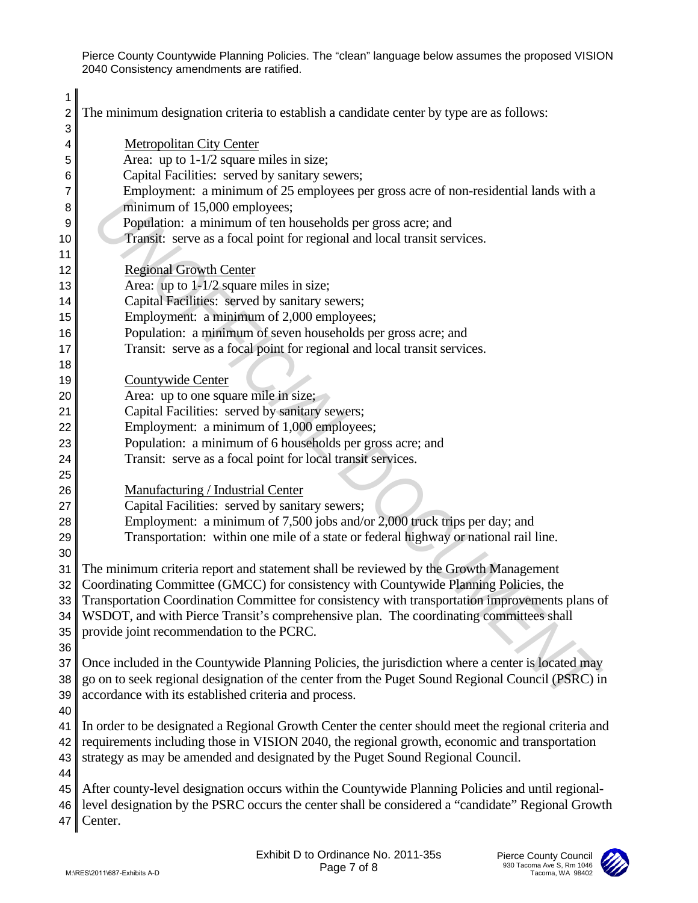The minimum designation criteria to establish a candidate center by type are as follows:

Metropolitan City Center
Area: up to 1-1/2 square miles in size;
Capital Facilities: served by sanitary sewers;
Employment: a minimum of 25 employees per gross acre of non-residential lands with a minimum of 15,000 employees;
Population: a minimum of ten households per gross acre; and
Transit: serve as a focal point for regional and local transit services.

Regional Growth Center
Area: up to 1-1/2 square miles in size;
Capital Facilities: served by sanitary sewers;
Employment: a minimum of 2,000 employees;
Population: a minimum of seven households per gross acre; and
Transit: serve as a focal point for regional and local transit services.

Countywide Center
Area: up to one square mile in size;
Capital Facilities: served by sanitary sewers;
Employment: a minimum of 1,000 employees;
Population: a minimum of 6 households per gross acre; and
Transit: serve as a focal point for local transit services.

Manufacturing / Industrial Center
Capital Facilities: served by sanitary sewers;
Employment: a minimum of 7,500 jobs and/or 2,000 truck trips per day; and
Transportation: within one mile of a state or federal highway or national rail line.

The minimum criteria report and statement shall be reviewed by the Growth Management Coordinating Committee (GMCC) for consistency with Countywide Planning Policies, the Transportation Coordination Committee for consistency with transportation improvements plans of WSDOT, and with Pierce Transit's comprehensive plan. The coordinating committees shall provide joint recommendation to the PCRC.

Once included in the Countywide Planning Policies, the jurisdiction where a center is located may go on to seek regional designation of the center from the Puget Sound Regional Council (PSRC) in accordance with its established criteria and process.

In order to be designated a Regional Growth Center the center should meet the regional criteria and requirements including those in VISION 2040, the regional growth, economic and transportation strategy as may be amended and designated by the Puget Sound Regional Council.

After county-level designation occurs within the Countywide Planning Policies and until regional-level designation by the PSRC occurs the center shall be considered a "candidate" Regional Growth Center.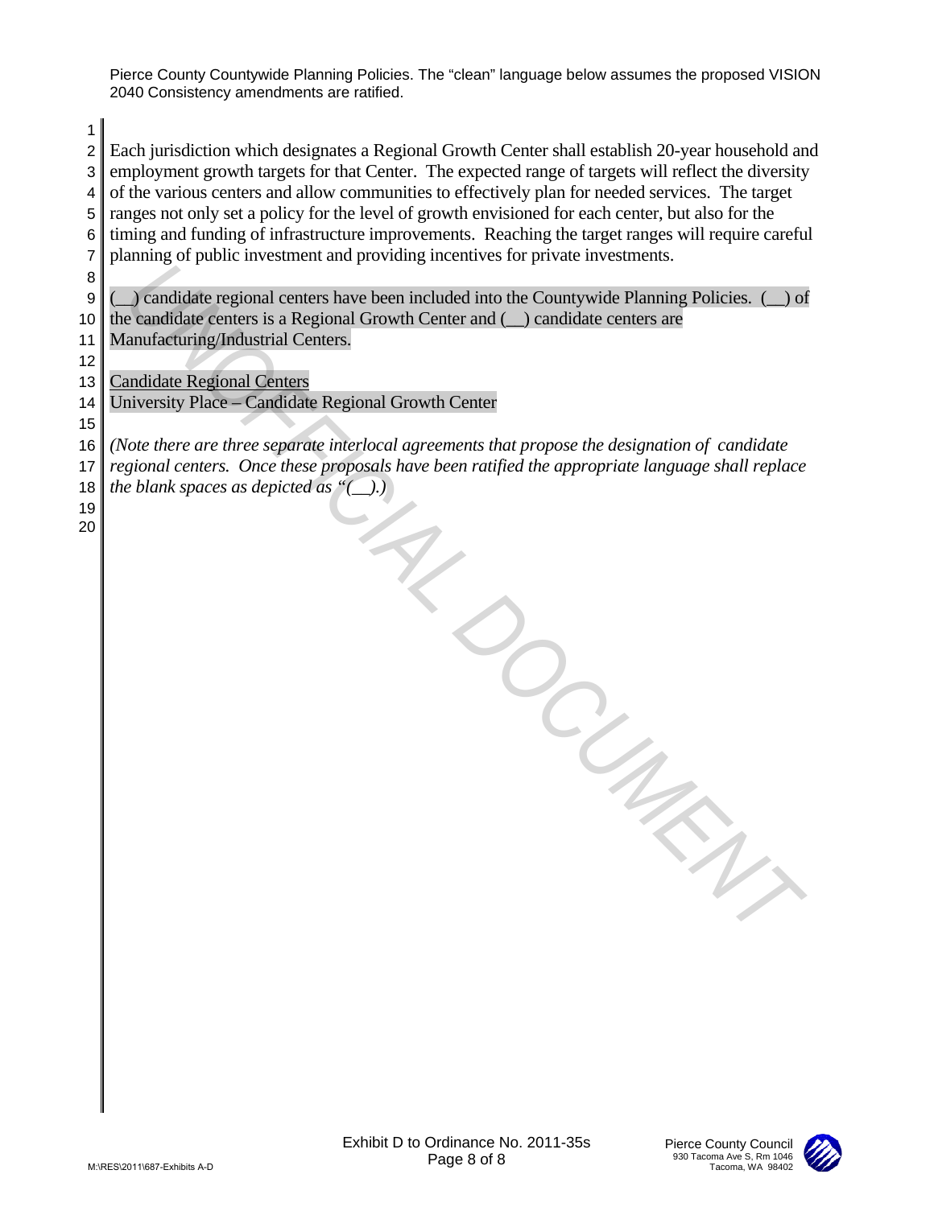Each jurisdiction which designates a Regional Growth Center shall establish 20-year household and employment growth targets for that Center. The expected range of targets will reflect the diversity of the various centers and allow communities to effectively plan for needed services. The target ranges not only set a policy for the level of growth envisioned for each center, but also for the timing and funding of infrastructure improvements. Reaching the target ranges will require careful planning of public investment and providing incentives for private investments.

(__) candidate regional centers have been included into the Countywide Planning Policies. (__) of the candidate centers is a Regional Growth Center and (__) candidate centers are Manufacturing/Industrial Centers.

Candidate Regional Centers
University Place – Candidate Regional Growth Center

*(Note there are three separate interlocal agreements that propose the designation of candidate regional centers. Once these proposals have been ratified the appropriate language shall replace the blank spaces as depicted as "(__).)*